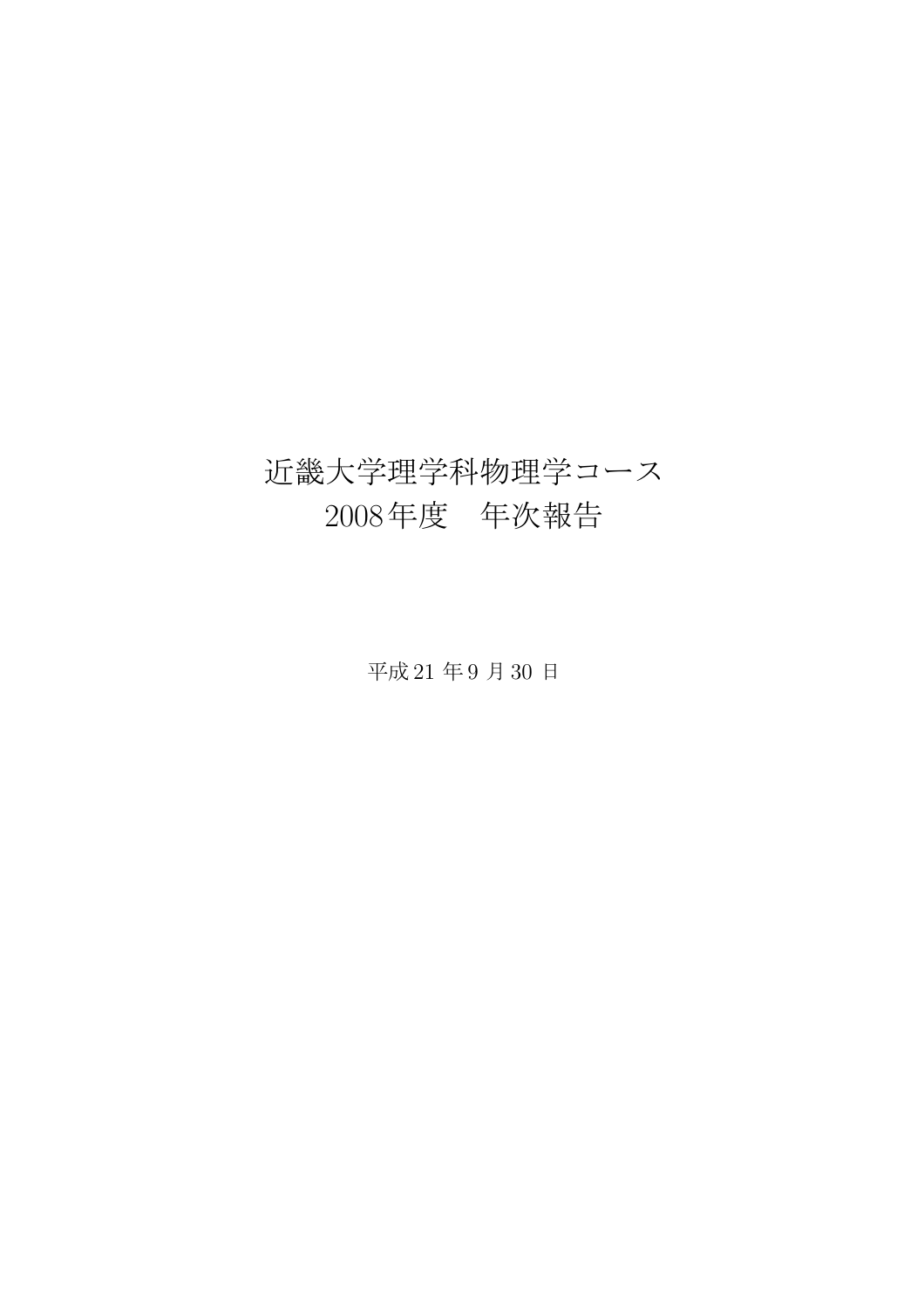# 近畿大学理学科物理学コース
# 2008年度　年次報告

平成21年9月30日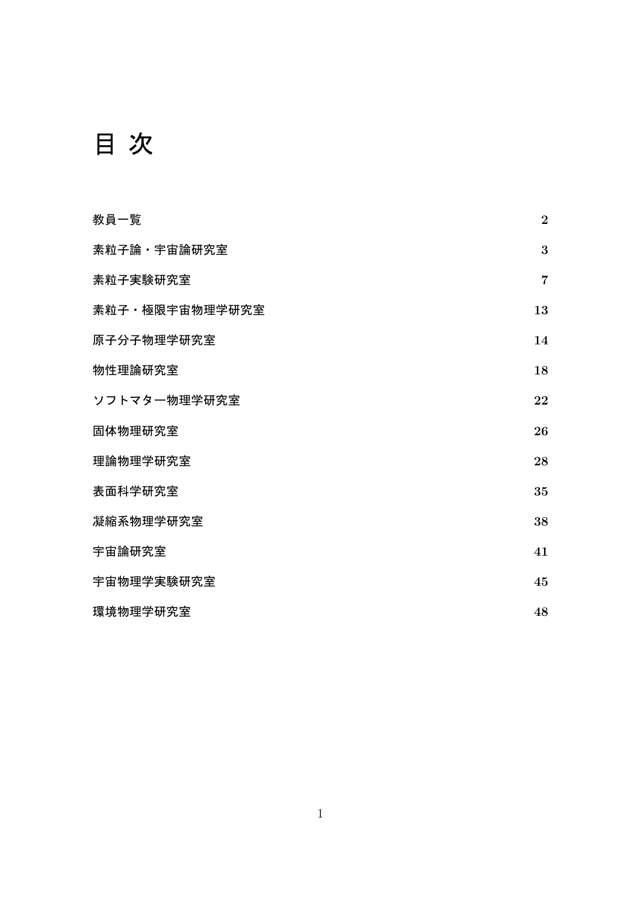# 目 次

| | |
|---|---|
| 教員一覧 | **2** |
| 素粒子論・宇宙論研究室 | **3** |
| 素粒子実験研究室 | **7** |
| 素粒子・極限宇宙物理学研究室 | **13** |
| 原子分子物理学研究室 | **14** |
| 物性理論研究室 | **18** |
| ソフトマター物理学研究室 | **22** |
| 固体物理研究室 | **26** |
| 理論物理学研究室 | **28** |
| 表面科学研究室 | **35** |
| 凝縮系物理学研究室 | **38** |
| 宇宙論研究室 | **41** |
| 宇宙物理学実験研究室 | **45** |
| 環境物理学研究室 | **48** |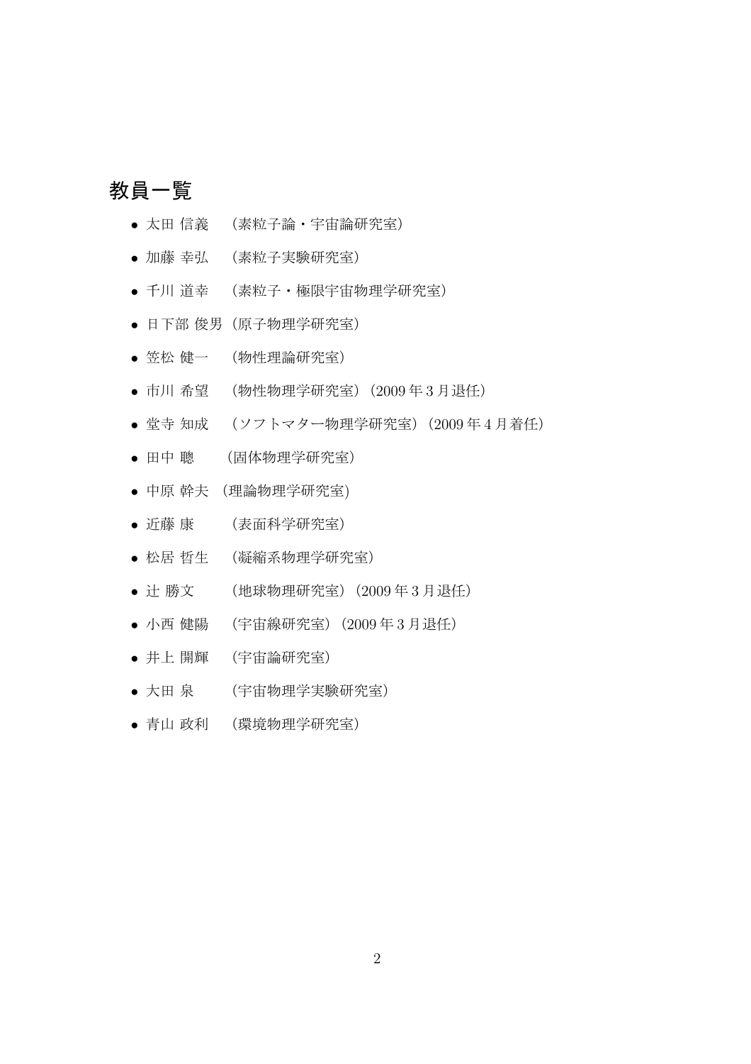# 教員一覧

- 太田 信義　（素粒子論・宇宙論研究室）
- 加藤 幸弘　（素粒子実験研究室）
- 千川 道幸　（素粒子・極限宇宙物理学研究室）
- 日下部 俊男（原子物理学研究室）
- 笠松 健一　（物性理論研究室）
- 市川 希望　（物性物理学研究室）（2009 年 3 月退任）
- 堂寺 知成　（ソフトマター物理学研究室）（2009 年 4 月着任）
- 田中 聰　（固体物理学研究室）
- 中原 幹夫（理論物理学研究室）
- 近藤 康　（表面科学研究室）
- 松居 哲生　（凝縮系物理学研究室）
- 辻 勝文　（地球物理研究室）（2009 年 3 月退任）
- 小西 健陽　（宇宙線研究室）（2009 年 3 月退任）
- 井上 開輝　（宇宙論研究室）
- 大田 泉　（宇宙物理学実験研究室）
- 青山 政利　（環境物理学研究室）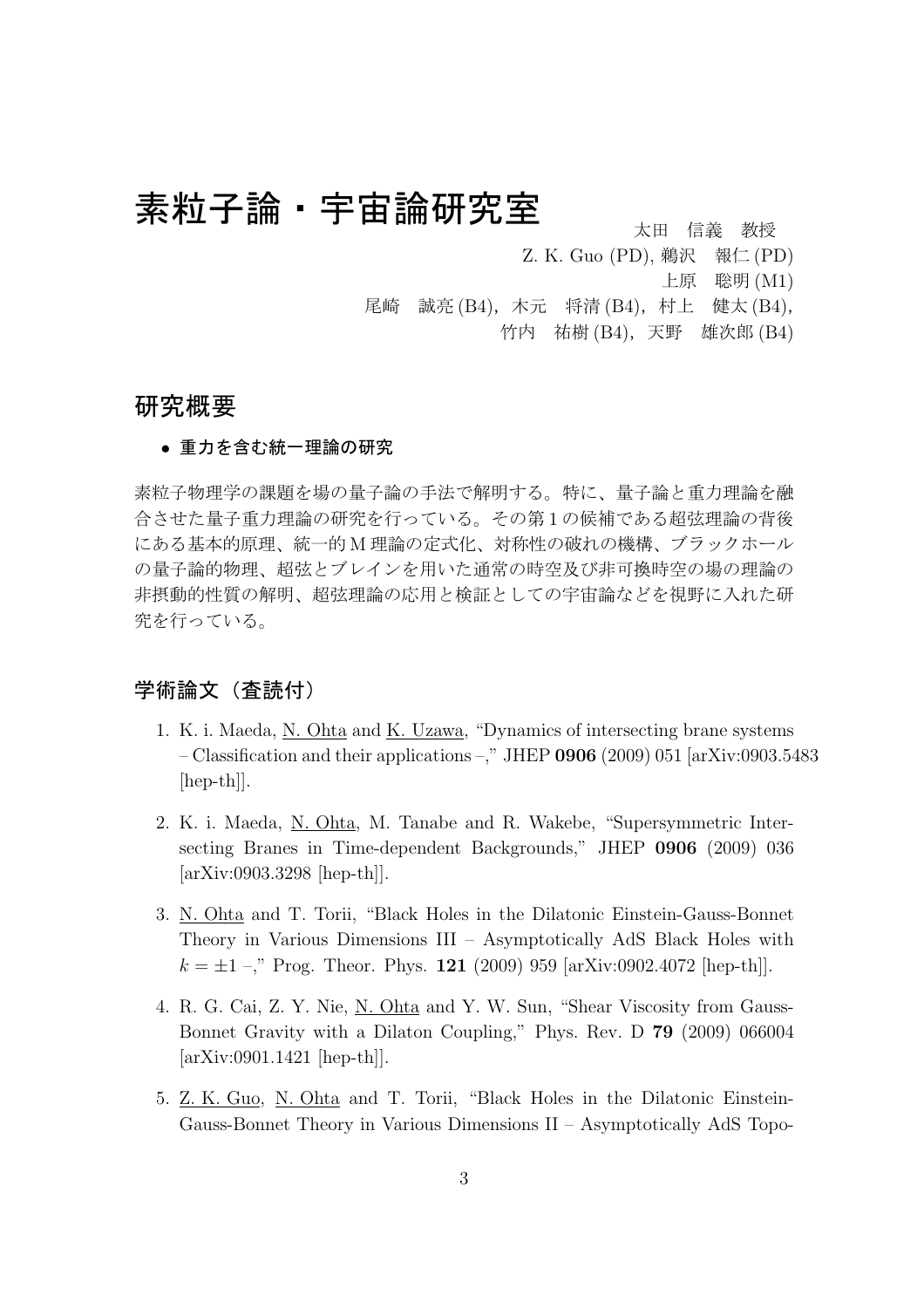# 素粒子論・宇宙論研究室

太田　信義　教授
Z. K. Guo (PD), 鵜沢　報仁 (PD)
上原　聡明 (M1)
尾崎　誠亮 (B4)，木元　将清 (B4)，村上　健太 (B4),
竹内　祐樹 (B4)，天野　雄次郎 (B4)

## 研究概要

- **重力を含む統一理論の研究**

素粒子物理学の課題を場の量子論の手法で解明する。特に、量子論と重力理論を融合させた量子重力理論の研究を行っている。その第1の候補である超弦理論の背後にある基本的原理、統一的M理論の定式化、対称性の破れの機構、ブラックホールの量子論的物理、超弦とブレインを用いた通常の時空及び非可換時空の場の理論の非摂動的性質の解明、超弦理論の応用と検証としての宇宙論などを視野に入れた研究を行っている。

## 学術論文（査読付）

1. K. i. Maeda, N. Ohta and K. Uzawa, "Dynamics of intersecting brane systems – Classification and their applications –," JHEP **0906** (2009) 051 [arXiv:0903.5483 [hep-th]].

2. K. i. Maeda, N. Ohta, M. Tanabe and R. Wakebe, "Supersymmetric Intersecting Branes in Time-dependent Backgrounds," JHEP **0906** (2009) 036 [arXiv:0903.3298 [hep-th]].

3. N. Ohta and T. Torii, "Black Holes in the Dilatonic Einstein-Gauss-Bonnet Theory in Various Dimensions III – Asymptotically AdS Black Holes with $k = \pm 1$ –," Prog. Theor. Phys. **121** (2009) 959 [arXiv:0902.4072 [hep-th]].

4. R. G. Cai, Z. Y. Nie, N. Ohta and Y. W. Sun, "Shear Viscosity from Gauss-Bonnet Gravity with a Dilaton Coupling," Phys. Rev. D **79** (2009) 066004 [arXiv:0901.1421 [hep-th]].

5. Z. K. Guo, N. Ohta and T. Torii, "Black Holes in the Dilatonic Einstein-Gauss-Bonnet Theory in Various Dimensions II – Asymptotically AdS Topo-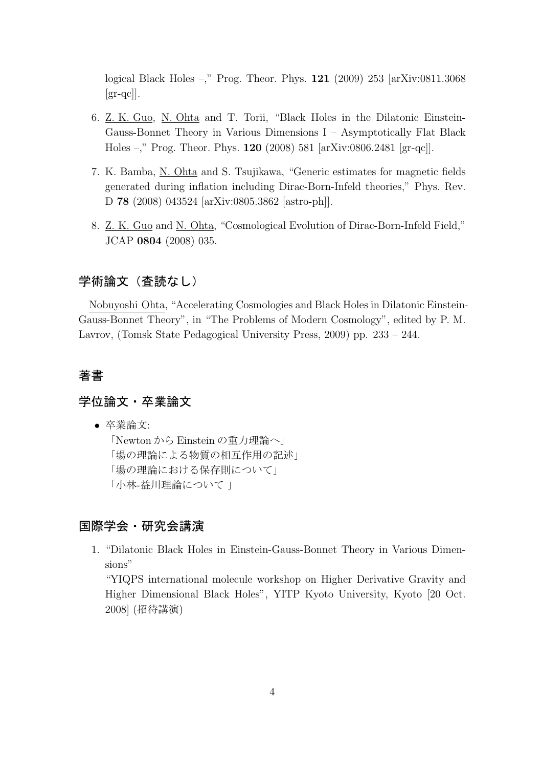logical Black Holes –," Prog. Theor. Phys. **121** (2009) 253 [arXiv:0811.3068 [gr-qc]].

6. Z. K. Guo, N. Ohta and T. Torii, "Black Holes in the Dilatonic Einstein-Gauss-Bonnet Theory in Various Dimensions I – Asymptotically Flat Black Holes –," Prog. Theor. Phys. **120** (2008) 581 [arXiv:0806.2481 [gr-qc]].

7. K. Bamba, N. Ohta and S. Tsujikawa, "Generic estimates for magnetic fields generated during inflation including Dirac-Born-Infeld theories," Phys. Rev. D **78** (2008) 043524 [arXiv:0805.3862 [astro-ph]].

8. Z. K. Guo and N. Ohta, "Cosmological Evolution of Dirac-Born-Infeld Field," JCAP **0804** (2008) 035.

## 学術論文（査読なし）

Nobuyoshi Ohta, "Accelerating Cosmologies and Black Holes in Dilatonic Einstein-Gauss-Bonnet Theory", in "The Problems of Modern Cosmology", edited by P. M. Lavrov, (Tomsk State Pedagogical University Press, 2009) pp. 233 – 244.

## 著書

## 学位論文・卒業論文

- 卒業論文:
  「Newton から Einstein の重力理論へ」
  「場の理論による物質の相互作用の記述」
  「場の理論における保存則について」
  「小林-益川理論について 」

## 国際学会・研究会講演

1. "Dilatonic Black Holes in Einstein-Gauss-Bonnet Theory in Various Dimensions"
   "YIQPS international molecule workshop on Higher Derivative Gravity and Higher Dimensional Black Holes", YITP Kyoto University, Kyoto [20 Oct. 2008] (招待講演)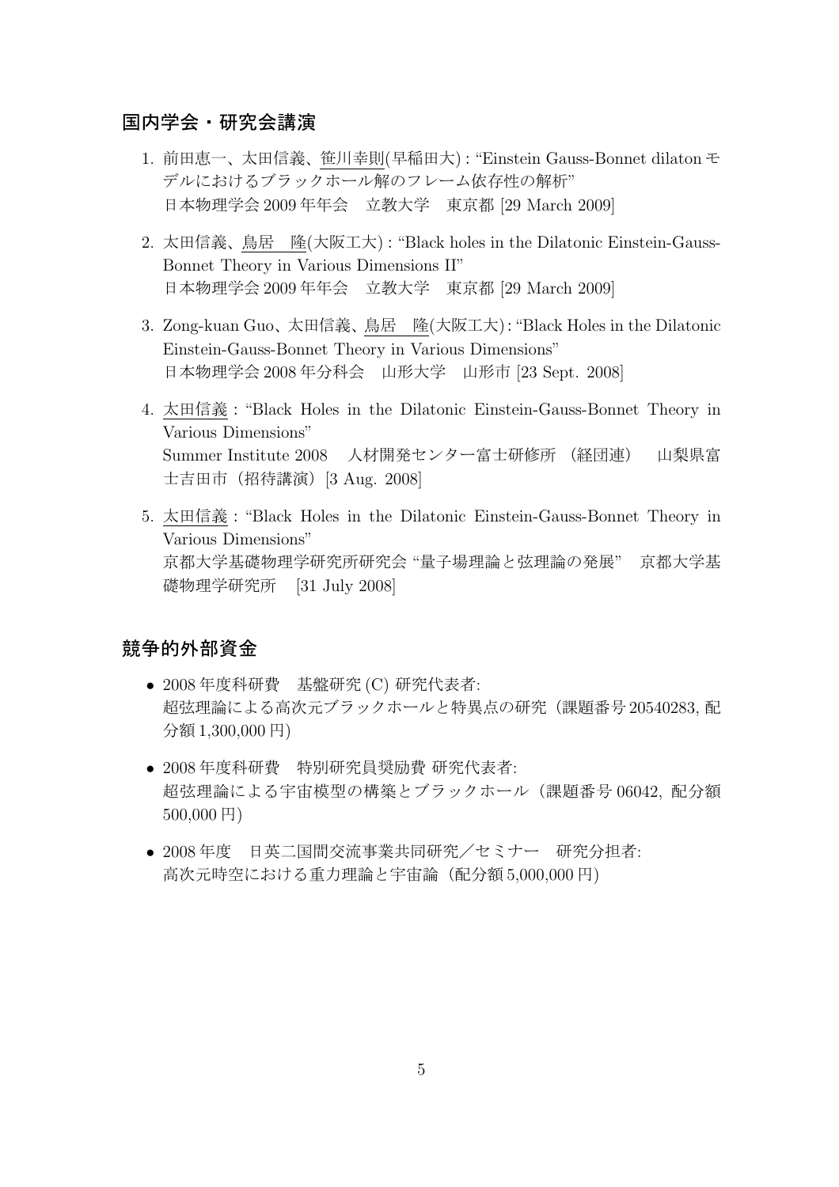## 国内学会・研究会講演

1. 前田恵一、太田信義、笹川幸則(早稲田大) : "Einstein Gauss-Bonnet dilaton モデルにおけるブラックホール解のフレーム依存性の解析"
   日本物理学会 2009 年年会　立教大学　東京都 [29 March 2009]

2. 太田信義、鳥居　隆(大阪工大) : "Black holes in the Dilatonic Einstein-Gauss-Bonnet Theory in Various Dimensions II"
   日本物理学会 2009 年年会　立教大学　東京都 [29 March 2009]

3. Zong-kuan Guo、太田信義、鳥居　隆(大阪工大) : "Black Holes in the Dilatonic Einstein-Gauss-Bonnet Theory in Various Dimensions"
   日本物理学会 2008 年分科会　山形大学　山形市 [23 Sept. 2008]

4. 太田信義 : "Black Holes in the Dilatonic Einstein-Gauss-Bonnet Theory in Various Dimensions"
   Summer Institute 2008　人材開発センター富士研修所（経団連）　山梨県富士吉田市（招待講演）[3 Aug. 2008]

5. 太田信義 : "Black Holes in the Dilatonic Einstein-Gauss-Bonnet Theory in Various Dimensions"
   京都大学基礎物理学研究所研究会 "量子場理論と弦理論の発展"　京都大学基礎物理学研究所　[31 July 2008]

## 競争的外部資金

- 2008 年度科研費　基盤研究 (C) 研究代表者:
  超弦理論による高次元ブラックホールと特異点の研究（課題番号 20540283, 配分額 1,300,000 円)

- 2008 年度科研費　特別研究員奨励費 研究代表者:
  超弦理論による宇宙模型の構築とブラックホール（課題番号 06042, 配分額 500,000 円)

- 2008 年度　日英二国間交流事業共同研究／セミナー　研究分担者:
  高次元時空における重力理論と宇宙論（配分額 5,000,000 円)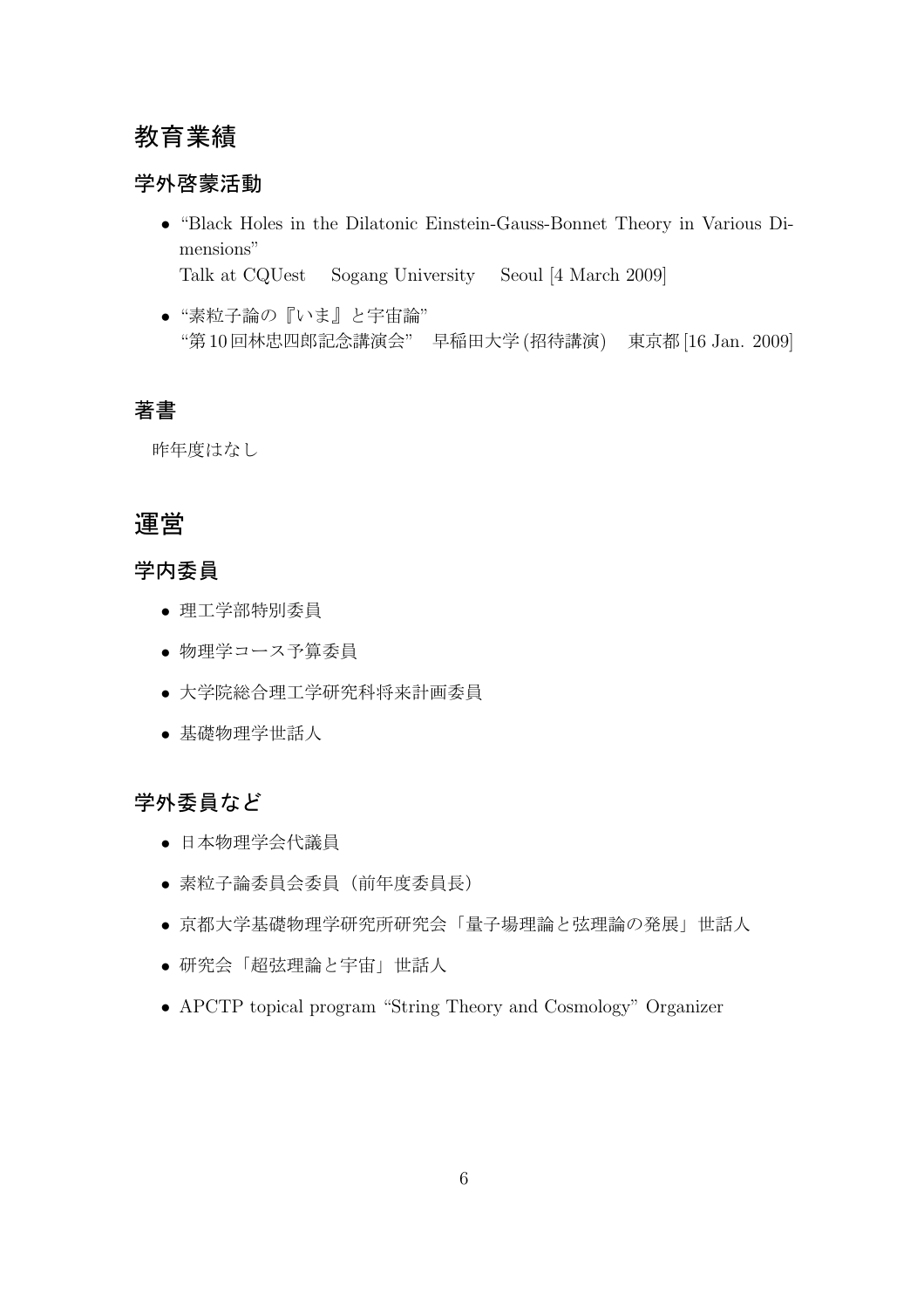# 教育業績

## 学外啓蒙活動

- "Black Holes in the Dilatonic Einstein-Gauss-Bonnet Theory in Various Dimensions"
  Talk at CQUest　Sogang University　Seoul [4 March 2009]
- "素粒子論の『いま』と宇宙論"
  "第10回林忠四郎記念講演会"　早稲田大学 (招待講演)　東京都 [16 Jan. 2009]

## 著書

昨年度はなし

# 運営

## 学内委員

- 理工学部特別委員
- 物理学コース予算委員
- 大学院総合理工学研究科将来計画委員
- 基礎物理学世話人

## 学外委員など

- 日本物理学会代議員
- 素粒子論委員会委員（前年度委員長）
- 京都大学基礎物理学研究所研究会「量子場理論と弦理論の発展」世話人
- 研究会「超弦理論と宇宙」世話人
- APCTP topical program "String Theory and Cosmology" Organizer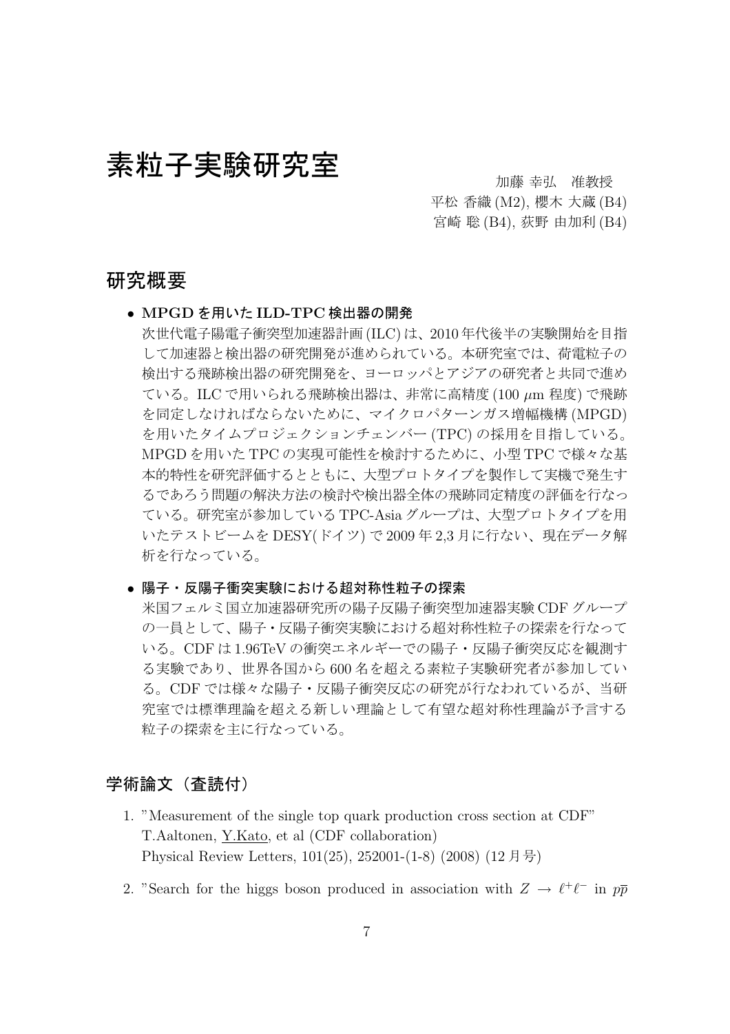# 素粒子実験研究室

加藤 幸弘 准教授
平松 香織 (M2), 櫻木 大蔵 (B4)
宮崎 聡 (B4), 荻野 由加利 (B4)

## 研究概要

- **MPGD を用いた ILD-TPC 検出器の開発**
  次世代電子陽電子衝突型加速器計画 (ILC) は、2010 年代後半の実験開始を目指して加速器と検出器の研究開発が進められている。本研究室では、荷電粒子の検出する飛跡検出器の研究開発を、ヨーロッパとアジアの研究者と共同で進めている。ILC で用いられる飛跡検出器は、非常に高精度 (100 $\mu$m 程度) で飛跡を同定しなければならないために、マイクロパターンガス増幅機構 (MPGD) を用いたタイムプロジェクションチェンバー (TPC) の採用を目指している。MPGD を用いた TPC の実現可能性を検討するために、小型 TPC で様々な基本的特性を研究評価するとともに、大型プロトタイプを製作して実機で発生するであろう問題の解決方法の検討や検出器全体の飛跡同定精度の評価を行なっている。研究室が参加している TPC-Asia グループは、大型プロトタイプを用いたテストビームを DESY(ドイツ) で 2009 年 2,3 月に行ない、現在データ解析を行なっている。

- **陽子・反陽子衝突実験における超対称性粒子の探索**
  米国フェルミ国立加速器研究所の陽子反陽子衝突型加速器実験 CDF グループの一員として、陽子・反陽子衝突実験における超対称性粒子の探索を行なっている。CDF は 1.96TeV の衝突エネルギーでの陽子・反陽子衝突反応を観測する実験であり、世界各国から 600 名を超える素粒子実験研究者が参加している。CDF では様々な陽子・反陽子衝突反応の研究が行なわれているが、当研究室では標準理論を超える新しい理論として有望な超対称性理論が予言する粒子の探索を主に行なっている。

## 学術論文（査読付）

1. "Measurement of the single top quark production cross section at CDF"
   T.Aaltonen, Y.Kato, et al (CDF collaboration)
   Physical Review Letters, 101(25), 252001-(1-8) (2008) (12 月号)

2. "Search for the higgs boson produced in association with $Z \rightarrow \ell^+\ell^-$ in $p\bar{p}$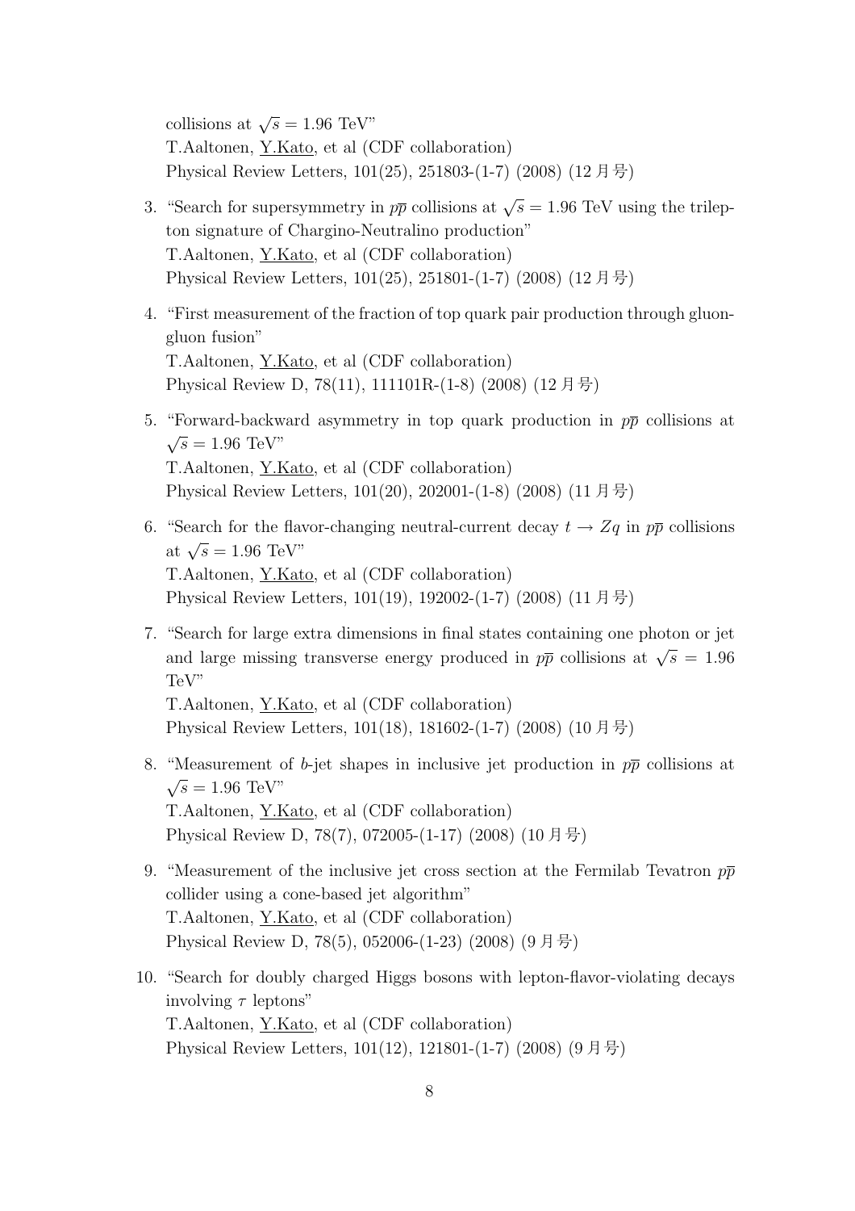collisions at $\sqrt{s} = 1.96$ TeV"
T.Aaltonen, <u>Y.Kato</u>, et al (CDF collaboration)
Physical Review Letters, 101(25), 251803-(1-7) (2008) (12 月号)

3. "Search for supersymmetry in $p\overline{p}$ collisions at $\sqrt{s} = 1.96$ TeV using the trilepton signature of Chargino-Neutralino production"
   T.Aaltonen, <u>Y.Kato</u>, et al (CDF collaboration)
   Physical Review Letters, 101(25), 251801-(1-7) (2008) (12 月号)

4. "First measurement of the fraction of top quark pair production through gluon-gluon fusion"
   T.Aaltonen, <u>Y.Kato</u>, et al (CDF collaboration)
   Physical Review D, 78(11), 111101R-(1-8) (2008) (12 月号)

5. "Forward-backward asymmetry in top quark production in $p\overline{p}$ collisions at $\sqrt{s} = 1.96$ TeV"
   T.Aaltonen, <u>Y.Kato</u>, et al (CDF collaboration)
   Physical Review Letters, 101(20), 202001-(1-8) (2008) (11 月号)

6. "Search for the flavor-changing neutral-current decay $t \to Zq$ in $p\overline{p}$ collisions at $\sqrt{s} = 1.96$ TeV"
   T.Aaltonen, <u>Y.Kato</u>, et al (CDF collaboration)
   Physical Review Letters, 101(19), 192002-(1-7) (2008) (11 月号)

7. "Search for large extra dimensions in final states containing one photon or jet and large missing transverse energy produced in $p\overline{p}$ collisions at $\sqrt{s} = 1.96$ TeV"
   T.Aaltonen, <u>Y.Kato</u>, et al (CDF collaboration)
   Physical Review Letters, 101(18), 181602-(1-7) (2008) (10 月号)

8. "Measurement of $b$-jet shapes in inclusive jet production in $p\overline{p}$ collisions at $\sqrt{s} = 1.96$ TeV"
   T.Aaltonen, <u>Y.Kato</u>, et al (CDF collaboration)
   Physical Review D, 78(7), 072005-(1-17) (2008) (10 月号)

9. "Measurement of the inclusive jet cross section at the Fermilab Tevatron $p\overline{p}$ collider using a cone-based jet algorithm"
   T.Aaltonen, <u>Y.Kato</u>, et al (CDF collaboration)
   Physical Review D, 78(5), 052006-(1-23) (2008) (9 月号)

10. "Search for doubly charged Higgs bosons with lepton-flavor-violating decays involving $\tau$ leptons"
    T.Aaltonen, <u>Y.Kato</u>, et al (CDF collaboration)
    Physical Review Letters, 101(12), 121801-(1-7) (2008) (9 月号)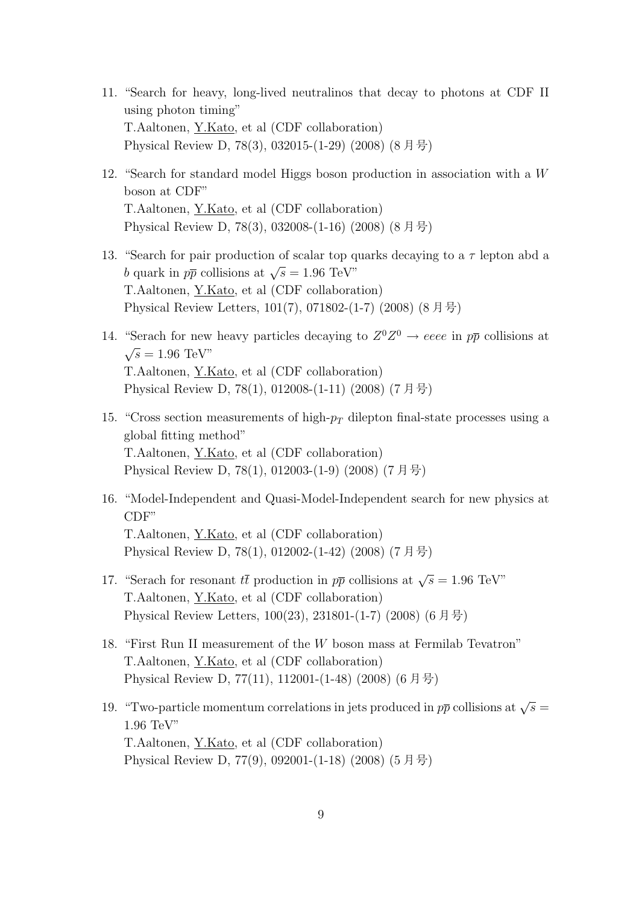11. "Search for heavy, long-lived neutralinos that decay to photons at CDF II using photon timing"
    T.Aaltonen, Y.Kato, et al (CDF collaboration)
    Physical Review D, 78(3), 032015-(1-29) (2008) (8 月号)

12. "Search for standard model Higgs boson production in association with a $W$ boson at CDF"
    T.Aaltonen, Y.Kato, et al (CDF collaboration)
    Physical Review D, 78(3), 032008-(1-16) (2008) (8 月号)

13. "Search for pair production of scalar top quarks decaying to a $\tau$ lepton abd a $b$ quark in $p\overline{p}$ collisions at $\sqrt{s} = 1.96$ TeV"
    T.Aaltonen, Y.Kato, et al (CDF collaboration)
    Physical Review Letters, 101(7), 071802-(1-7) (2008) (8 月号)

14. "Serach for new heavy particles decaying to $Z^0Z^0 \rightarrow eeee$ in $p\overline{p}$ collisions at $\sqrt{s} = 1.96$ TeV"
    T.Aaltonen, Y.Kato, et al (CDF collaboration)
    Physical Review D, 78(1), 012008-(1-11) (2008) (7 月号)

15. "Cross section measurements of high-$p_T$ dilepton final-state processes using a global fitting method"
    T.Aaltonen, Y.Kato, et al (CDF collaboration)
    Physical Review D, 78(1), 012003-(1-9) (2008) (7 月号)

16. "Model-Independent and Quasi-Model-Independent search for new physics at CDF"
    T.Aaltonen, Y.Kato, et al (CDF collaboration)
    Physical Review D, 78(1), 012002-(1-42) (2008) (7 月号)

17. "Serach for resonant $t\overline{t}$ production in $p\overline{p}$ collisions at $\sqrt{s} = 1.96$ TeV"
    T.Aaltonen, Y.Kato, et al (CDF collaboration)
    Physical Review Letters, 100(23), 231801-(1-7) (2008) (6 月号)

18. "First Run II measurement of the $W$ boson mass at Fermilab Tevatron"
    T.Aaltonen, Y.Kato, et al (CDF collaboration)
    Physical Review D, 77(11), 112001-(1-48) (2008) (6 月号)

19. "Two-particle momentum correlations in jets produced in $p\overline{p}$ collisions at $\sqrt{s} = 1.96$ TeV"
    T.Aaltonen, Y.Kato, et al (CDF collaboration)
    Physical Review D, 77(9), 092001-(1-18) (2008) (5 月号)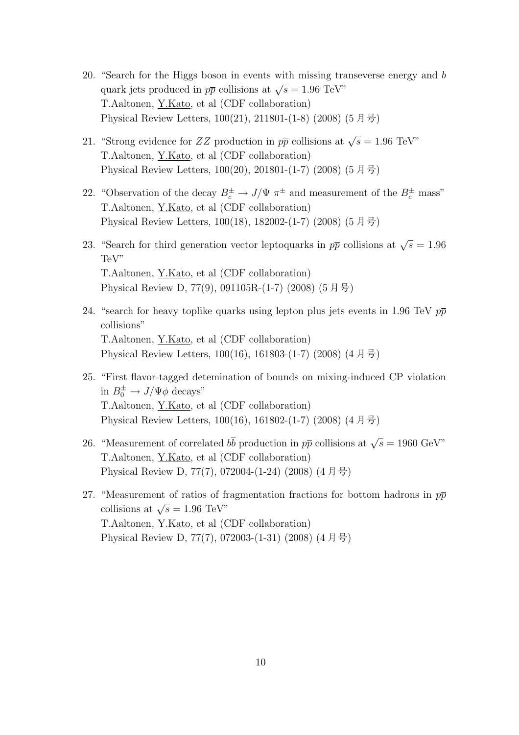20. "Search for the Higgs boson in events with missing transeverse energy and $b$ quark jets produced in $p\overline{p}$ collisions at $\sqrt{s} = 1.96$ TeV"
    T.Aaltonen, Y.Kato, et al (CDF collaboration)
    Physical Review Letters, 100(21), 211801-(1-8) (2008) (5 月号)

21. "Strong evidence for $ZZ$ production in $p\overline{p}$ collisions at $\sqrt{s} = 1.96$ TeV"
    T.Aaltonen, Y.Kato, et al (CDF collaboration)
    Physical Review Letters, 100(20), 201801-(1-7) (2008) (5 月号)

22. "Observation of the decay $B_c^{\pm} \rightarrow J/\Psi\ \pi^{\pm}$ and measurement of the $B_c^{\pm}$ mass"
    T.Aaltonen, Y.Kato, et al (CDF collaboration)
    Physical Review Letters, 100(18), 182002-(1-7) (2008) (5 月号)

23. "Search for third generation vector leptoquarks in $p\overline{p}$ collisions at $\sqrt{s} = 1.96$ TeV"
    T.Aaltonen, Y.Kato, et al (CDF collaboration)
    Physical Review D, 77(9), 091105R-(1-7) (2008) (5 月号)

24. "search for heavy toplike quarks using lepton plus jets events in 1.96 TeV $p\overline{p}$ collisions"
    T.Aaltonen, Y.Kato, et al (CDF collaboration)
    Physical Review Letters, 100(16), 161803-(1-7) (2008) (4 月号)

25. "First flavor-tagged detemination of bounds on mixing-induced CP violation in $B_0^{\pm} \rightarrow J/\Psi\phi$ decays"
    T.Aaltonen, Y.Kato, et al (CDF collaboration)
    Physical Review Letters, 100(16), 161802-(1-7) (2008) (4 月号)

26. "Measurement of correlated $b\overline{b}$ production in $p\overline{p}$ collisions at $\sqrt{s} = 1960$ GeV"
    T.Aaltonen, Y.Kato, et al (CDF collaboration)
    Physical Review D, 77(7), 072004-(1-24) (2008) (4 月号)

27. "Measurement of ratios of fragmentation fractions for bottom hadrons in $p\overline{p}$ collisions at $\sqrt{s} = 1.96$ TeV"
    T.Aaltonen, Y.Kato, et al (CDF collaboration)
    Physical Review D, 77(7), 072003-(1-31) (2008) (4 月号)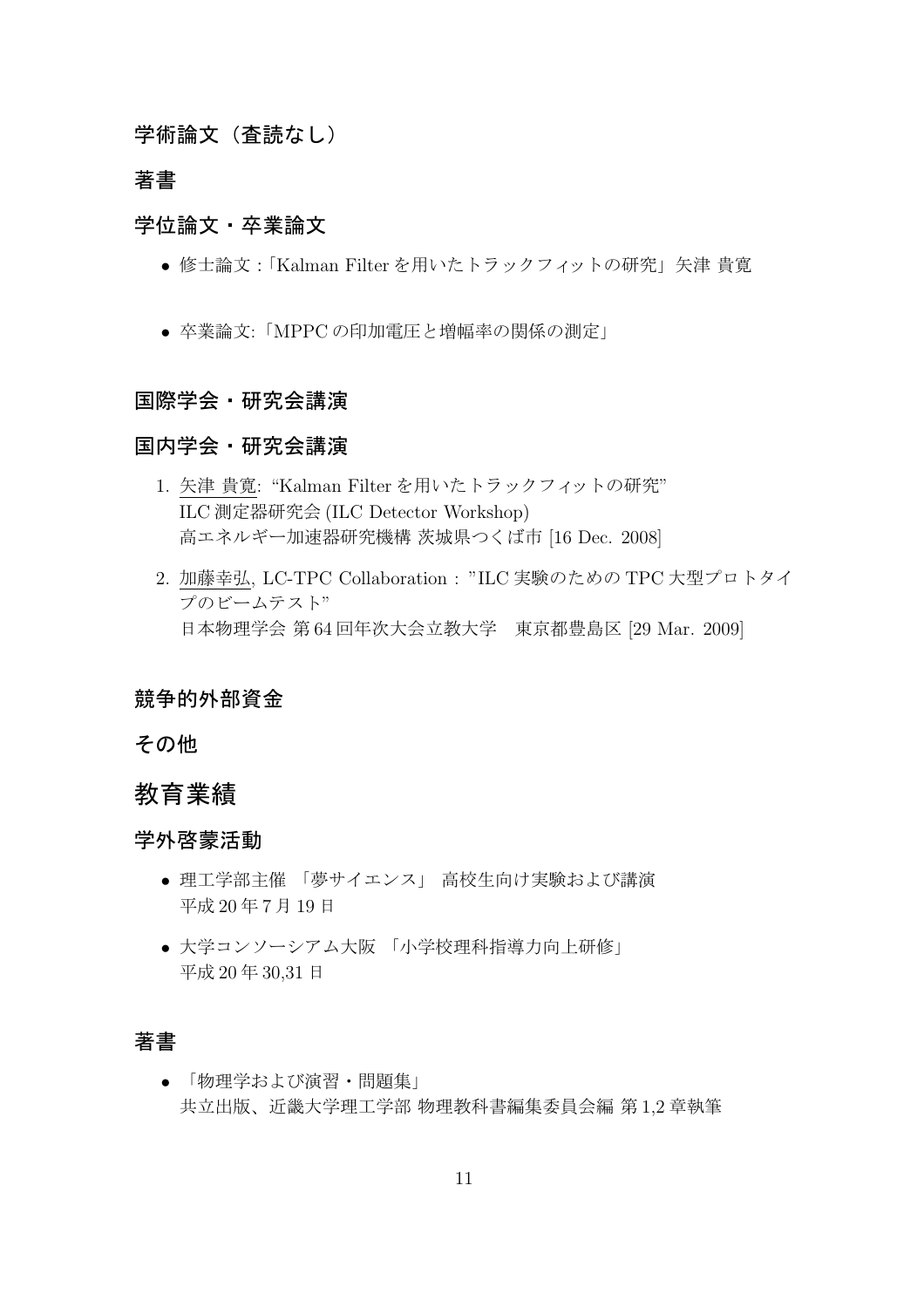### 学術論文（査読なし）

### 著書

### 学位論文・卒業論文

- 修士論文 :「Kalman Filter を用いたトラックフィットの研究」矢津 貴寛

- 卒業論文:「MPPC の印加電圧と増幅率の関係の測定」

### 国際学会・研究会講演

### 国内学会・研究会講演

1. 矢津 貴寛: “Kalman Filter を用いたトラックフィットの研究”
   ILC 測定器研究会 (ILC Detector Workshop)
   高エネルギー加速器研究機構 茨城県つくば市 [16 Dec. 2008]

2. 加藤幸弘, LC-TPC Collaboration : ”ILC 実験のための TPC 大型プロトタイプのビームテスト”
   日本物理学会 第 64 回年次大会立教大学　東京都豊島区 [29 Mar. 2009]

### 競争的外部資金

### その他

## 教育業績

### 学外啓蒙活動

- 理工学部主催 「夢サイエンス」 高校生向け実験および講演
  平成 20 年 7 月 19 日

- 大学コンソーシアム大阪 「小学校理科指導力向上研修」
  平成 20 年 30,31 日

### 著書

- 「物理学および演習・問題集」
  共立出版、近畿大学理工学部 物理教科書編集委員会編 第 1,2 章執筆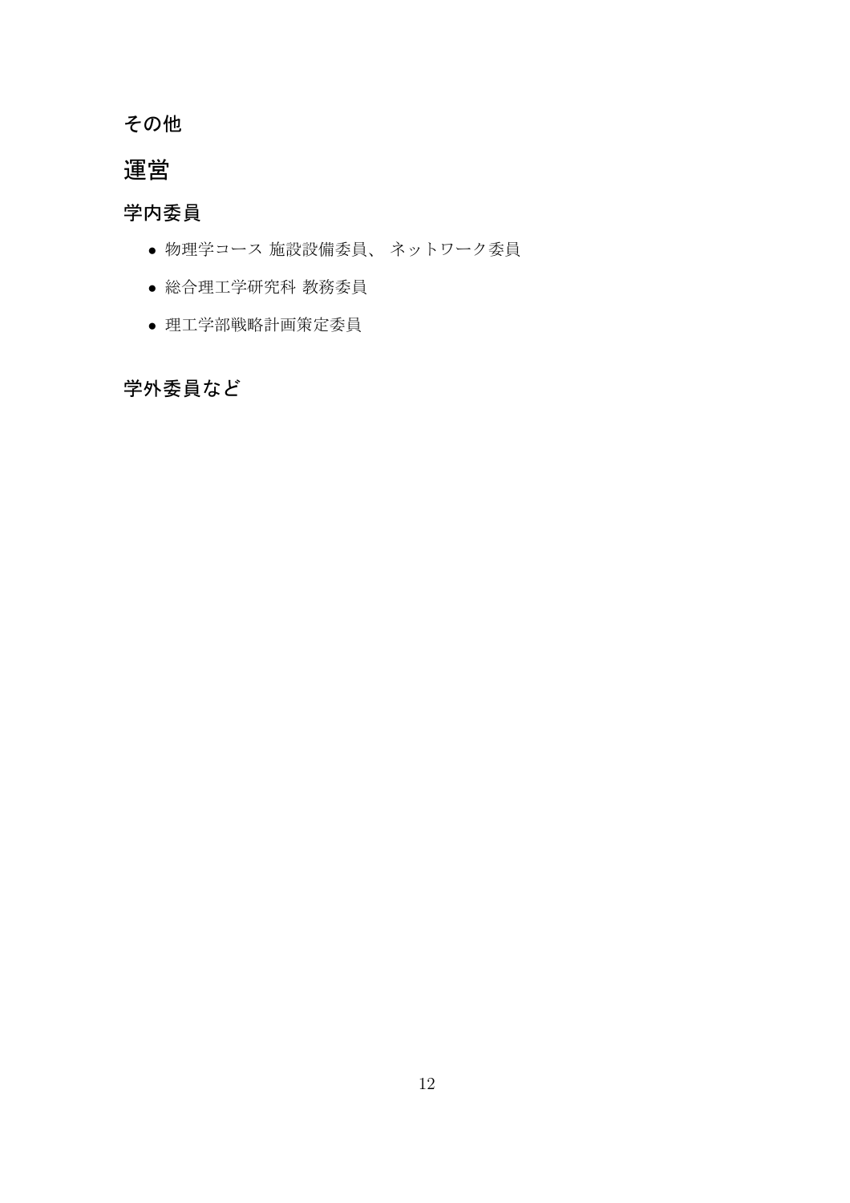### その他

## 運営

### 学内委員

- 物理学コース 施設設備委員、 ネットワーク委員
- 総合理工学研究科 教務委員
- 理工学部戦略計画策定委員

### 学外委員など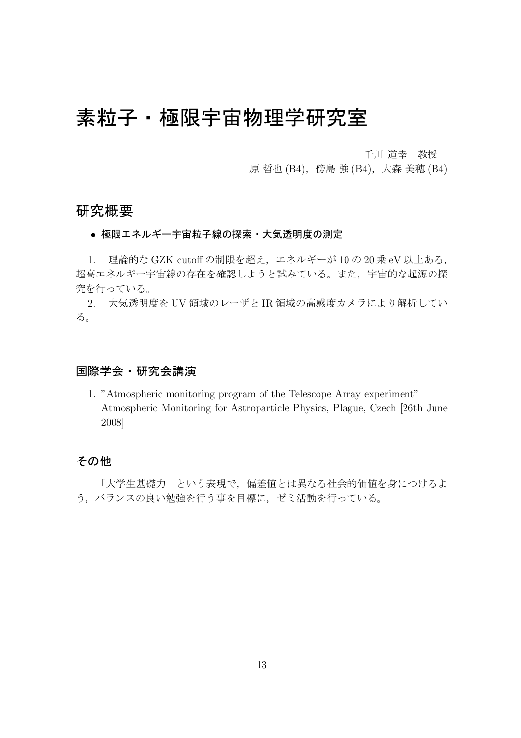# 素粒子・極限宇宙物理学研究室

千川 道幸　教授
原 哲也 (B4)，傍島 強 (B4)，大森 美穂 (B4)

## 研究概要

- **極限エネルギー宇宙粒子線の探索・大気透明度の測定**

1.　理論的な GZK cutoff の制限を超え，エネルギーが 10 の 20 乗 eV 以上ある，超高エネルギー宇宙線の存在を確認しようと試みている。また，宇宙的な起源の探究を行っている。

2.　大気透明度を UV 領域のレーザと IR 領域の高感度カメラにより解析している。

## 国際学会・研究会講演

1. "Atmospheric monitoring program of the Telescope Array experiment" Atmospheric Monitoring for Astroparticle Physics, Plague, Czech [26th June 2008]

## その他

「大学生基礎力」という表現で，偏差値とは異なる社会的価値を身につけるよう，バランスの良い勉強を行う事を目標に，ゼミ活動を行っている。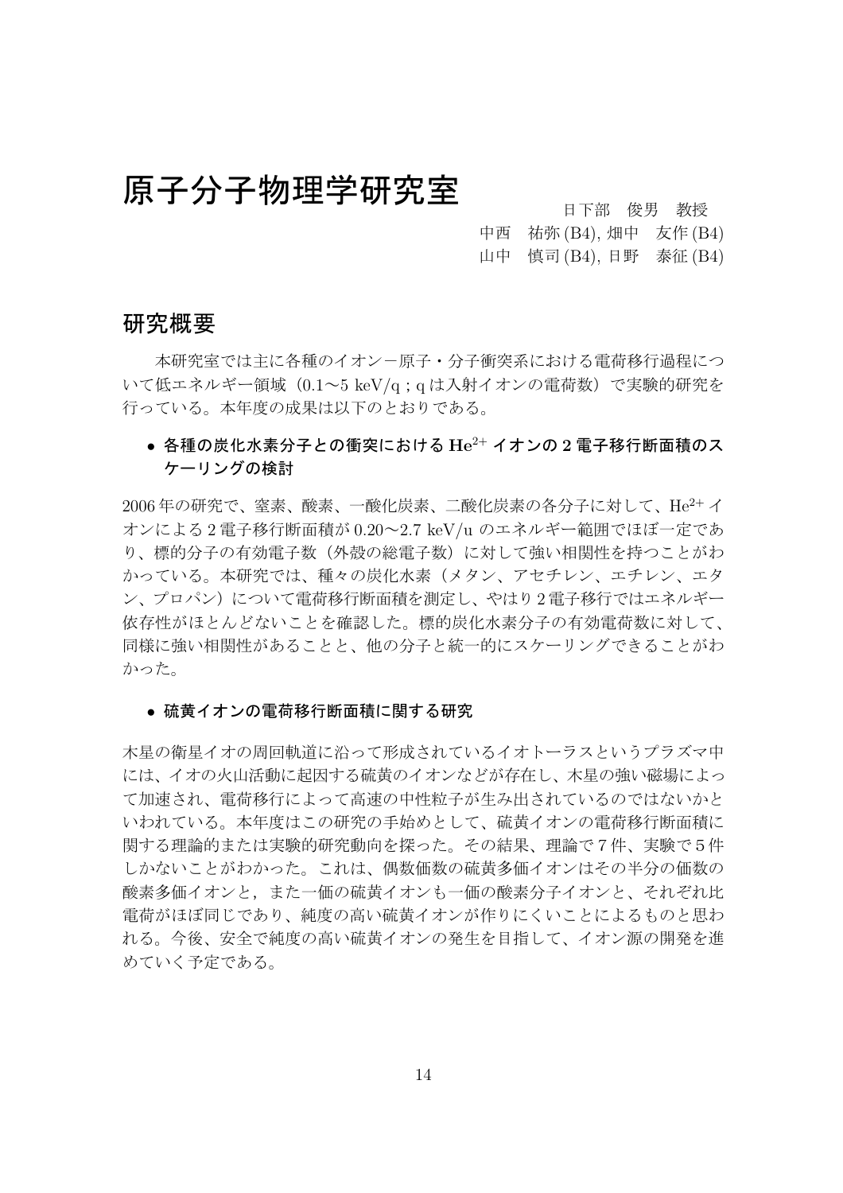# 原子分子物理学研究室

日下部　俊男　教授
中西　祐弥 (B4), 畑中　友作 (B4)
山中　慎司 (B4), 日野　泰征 (B4)

## 研究概要

本研究室では主に各種のイオン－原子・分子衝突系における電荷移行過程について低エネルギー領域（0.1～5 keV/q ; q は入射イオンの電荷数）で実験的研究を行っている。本年度の成果は以下のとおりである。

- **各種の炭化水素分子との衝突における $He^{2+}$ イオンの 2 電子移行断面積のスケーリングの検討**

2006 年の研究で、窒素、酸素、一酸化炭素、二酸化炭素の各分子に対して、$He^{2+}$ イオンによる 2 電子移行断面積が 0.20～2.7 keV/u のエネルギー範囲でほぼ一定であり、標的分子の有効電子数（外殻の総電子数）に対して強い相関性を持つことがわかっている。本研究では、種々の炭化水素（メタン、アセチレン、エチレン、エタン、プロパン）について電荷移行断面積を測定し、やはり 2 電子移行ではエネルギー依存性がほとんどないことを確認した。標的炭化水素分子の有効電荷数に対して、同様に強い相関性があることと、他の分子と統一的にスケーリングできることがわかった。

- **硫黄イオンの電荷移行断面積に関する研究**

木星の衛星イオの周回軌道に沿って形成されているイオトーラスというプラズマ中には、イオの火山活動に起因する硫黄のイオンなどが存在し、木星の強い磁場によって加速され、電荷移行によって高速の中性粒子が生み出されているのではないかといわれている。本年度はこの研究の手始めとして、硫黄イオンの電荷移行断面積に関する理論的または実験的研究動向を探った。その結果、理論で 7 件、実験で 5 件しかないことがわかった。これは、偶数価数の硫黄多価イオンはその半分の価数の酸素多価イオンと，また一価の硫黄イオンも一価の酸素分子イオンと、それぞれ比電荷がほぼ同じであり、純度の高い硫黄イオンが作りにくいことによるものと思われる。今後、安全で純度の高い硫黄イオンの発生を目指して、イオン源の開発を進めていく予定である。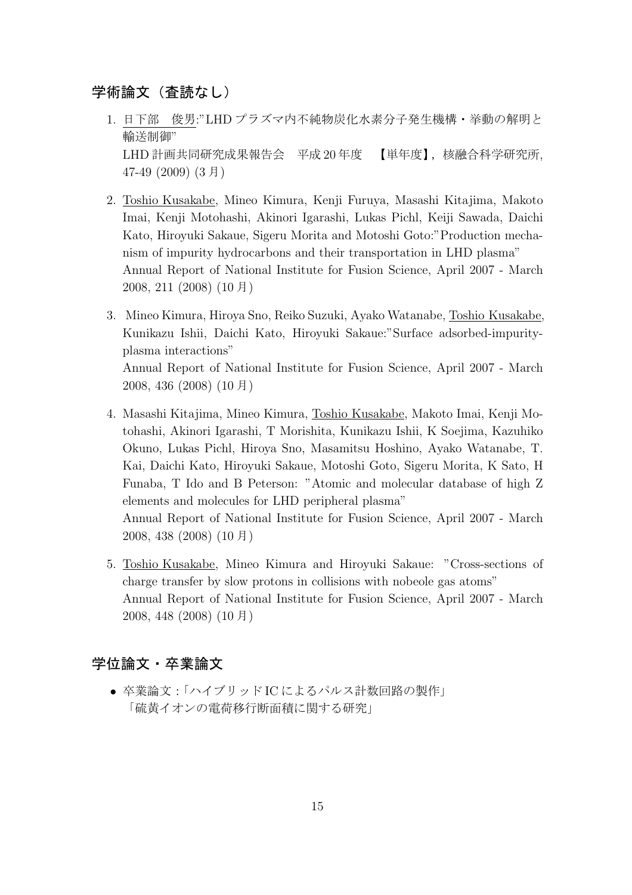## 学術論文（査読なし）

1. <u>日下部　俊男</u>:"LHD プラズマ内不純物炭化水素分子発生機構・挙動の解明と輸送制御"
   LHD 計画共同研究成果報告会　平成 20 年度　【単年度】, 核融合科学研究所, 47-49 (2009) (3 月)

2. <u>Toshio Kusakabe</u>, Mineo Kimura, Kenji Furuya, Masashi Kitajima, Makoto Imai, Kenji Motohashi, Akinori Igarashi, Lukas Pichl, Keiji Sawada, Daichi Kato, Hiroyuki Sakaue, Sigeru Morita and Motoshi Goto:"Production mechanism of impurity hydrocarbons and their transportation in LHD plasma"
   Annual Report of National Institute for Fusion Science, April 2007 - March 2008, 211 (2008) (10 月)

3. Mineo Kimura, Hiroya Sno, Reiko Suzuki, Ayako Watanabe, <u>Toshio Kusakabe</u>, Kunikazu Ishii, Daichi Kato, Hiroyuki Sakaue:"Surface adsorbed-impurity-plasma interactions"
   Annual Report of National Institute for Fusion Science, April 2007 - March 2008, 436 (2008) (10 月)

4. Masashi Kitajima, Mineo Kimura, <u>Toshio Kusakabe</u>, Makoto Imai, Kenji Motohashi, Akinori Igarashi, T Morishita, Kunikazu Ishii, K Soejima, Kazuhiko Okuno, Lukas Pichl, Hiroya Sno, Masamitsu Hoshino, Ayako Watanabe, T. Kai, Daichi Kato, Hiroyuki Sakaue, Motoshi Goto, Sigeru Morita, K Sato, H Funaba, T Ido and B Peterson: "Atomic and molecular database of high Z elements and molecules for LHD peripheral plasma"
   Annual Report of National Institute for Fusion Science, April 2007 - March 2008, 438 (2008) (10 月)

5. <u>Toshio Kusakabe</u>, Mineo Kimura and Hiroyuki Sakaue: "Cross-sections of charge transfer by slow protons in collisions with nobeole gas atoms"
   Annual Report of National Institute for Fusion Science, April 2007 - March 2008, 448 (2008) (10 月)

## 学位論文・卒業論文

- 卒業論文 :「ハイブリッド IC によるパルス計数回路の製作」
  「硫黄イオンの電荷移行断面積に関する研究」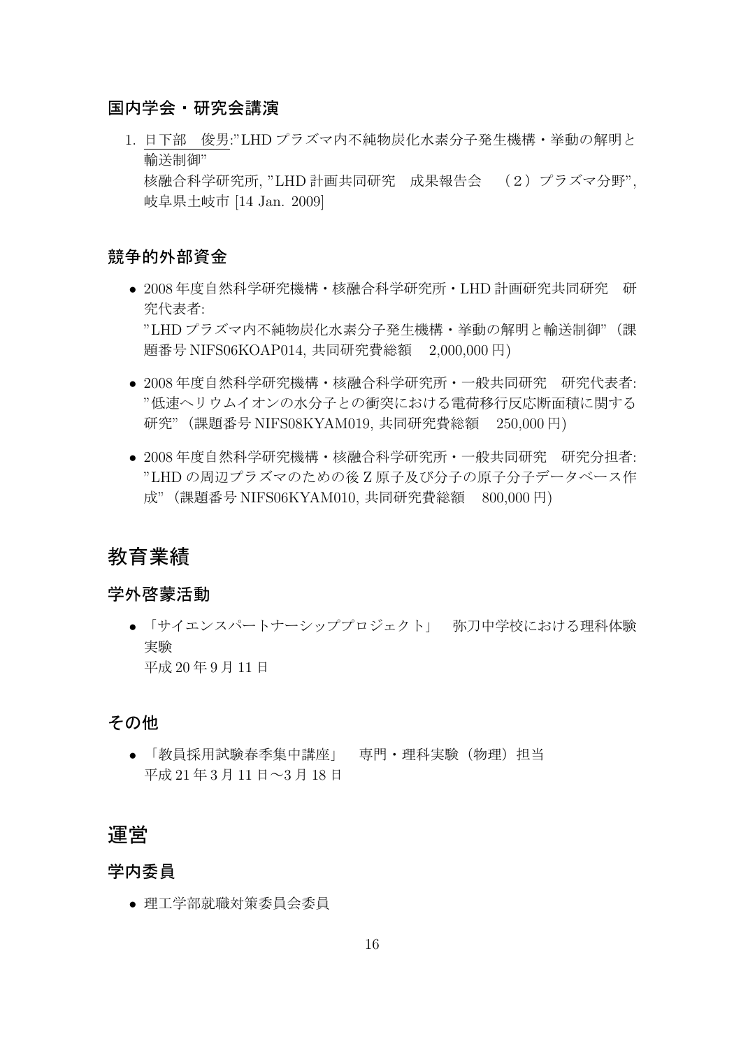### 国内学会・研究会講演

1. 日下部　俊男:”LHD プラズマ内不純物炭化水素分子発生機構・挙動の解明と輸送制御”
   核融合科学研究所, ”LHD 計画共同研究　成果報告会　（2）プラズマ分野”, 岐阜県土岐市 [14 Jan. 2009]

### 競争的外部資金

- 2008 年度自然科学研究機構・核融合科学研究所・LHD 計画研究共同研究　研究代表者:
  ”LHD プラズマ内不純物炭化水素分子発生機構・挙動の解明と輸送制御”（課題番号 NIFS06KOAP014, 共同研究費総額　2,000,000 円)
- 2008 年度自然科学研究機構・核融合科学研究所・一般共同研究　研究代表者:
  ”低速ヘリウムイオンの水分子との衝突における電荷移行反応断面積に関する研究”（課題番号 NIFS08KYAM019, 共同研究費総額　250,000 円)
- 2008 年度自然科学研究機構・核融合科学研究所・一般共同研究　研究分担者:
  ”LHD の周辺プラズマのための後 Z 原子及び分子の原子分子データベース作成”（課題番号 NIFS06KYAM010, 共同研究費総額　800,000 円)

## 教育業績

### 学外啓蒙活動

- 「サイエンスパートナーシッププロジェクト」　弥刀中学校における理科体験実験
  平成 20 年 9 月 11 日

### その他

- 「教員採用試験春季集中講座」　専門・理科実験（物理）担当
  平成 21 年 3 月 11 日〜3 月 18 日

## 運営

### 学内委員

- 理工学部就職対策委員会委員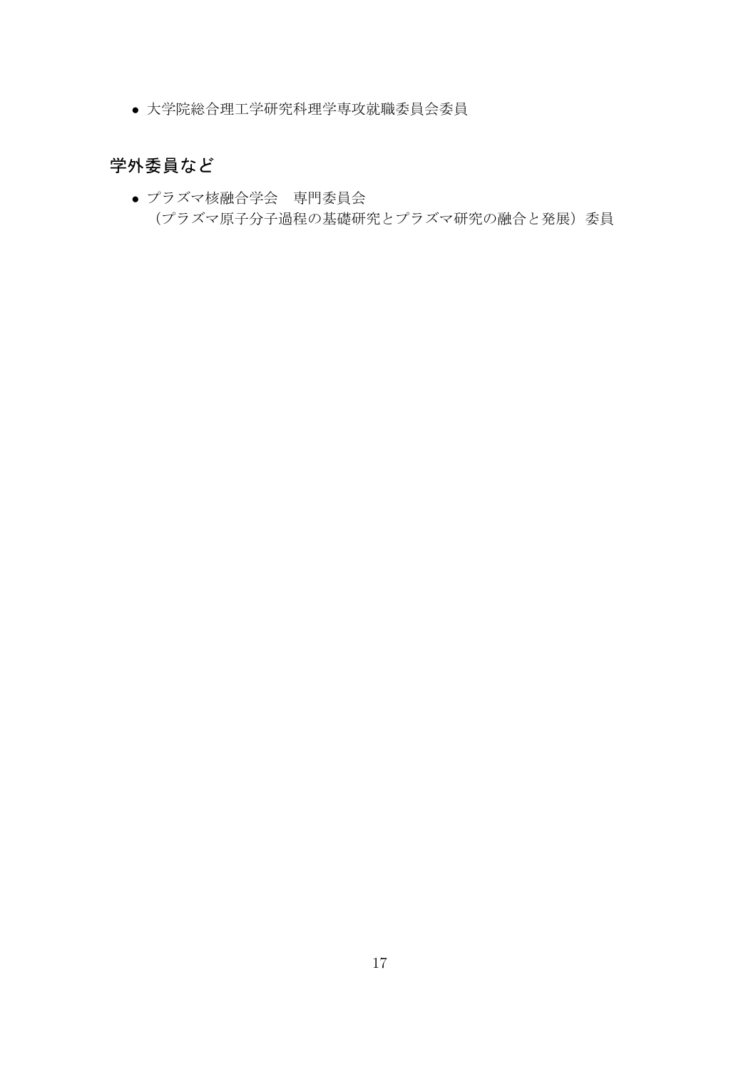- 大学院総合理工学研究科理学専攻就職委員会委員

## 学外委員など

- プラズマ核融合学会　専門委員会
（プラズマ原子分子過程の基礎研究とプラズマ研究の融合と発展）委員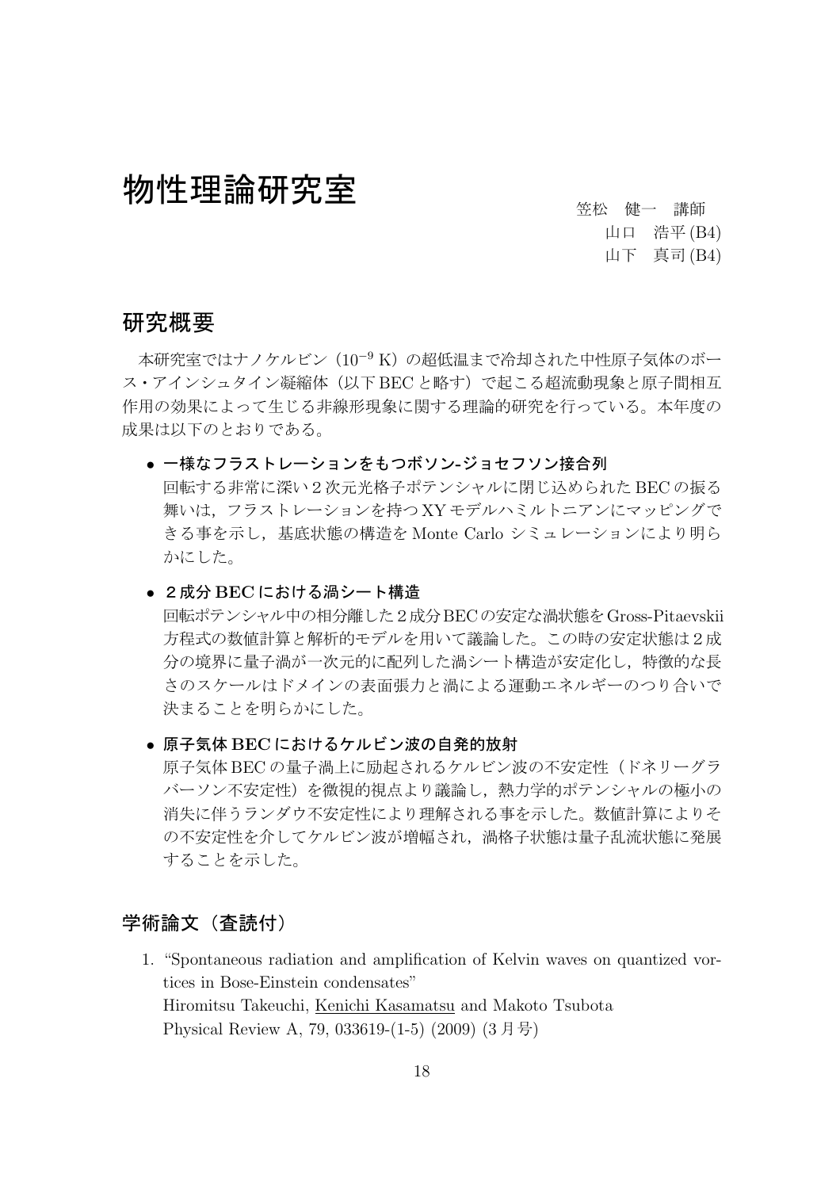# 物性理論研究室

笠松　健一　講師
山口　浩平 (B4)
山下　真司 (B4)

## 研究概要

本研究室ではナノケルビン（$10^{-9}$ K）の超低温まで冷却された中性原子気体のボース・アインシュタイン凝縮体（以下 BEC と略す）で起こる超流動現象と原子間相互作用の効果によって生じる非線形現象に関する理論的研究を行っている。本年度の成果は以下のとおりである。

- **一様なフラストレーションをもつボソン-ジョセフソン接合列**
  回転する非常に深い２次元光格子ポテンシャルに閉じ込められた BEC の振る舞いは，フラストレーションを持つ XY モデルハミルトニアンにマッピングできる事を示し，基底状態の構造を Monte Carlo シミュレーションにより明らかにした。

- **２成分 BEC における渦シート構造**
  回転ポテンシャル中の相分離した２成分 BEC の安定な渦状態を Gross-Pitaevskii 方程式の数値計算と解析的モデルを用いて議論した。この時の安定状態は２成分の境界に量子渦が一次元的に配列した渦シート構造が安定化し，特徴的な長さのスケールはドメインの表面張力と渦による運動エネルギーのつり合いで決まることを明らかにした。

- **原子気体 BEC におけるケルビン波の自発的放射**
  原子気体 BEC の量子渦上に励起されるケルビン波の不安定性（ドネリーグラバーソン不安定性）を微視的視点より議論し，熱力学的ポテンシャルの極小の消失に伴うランダウ不安定性により理解される事を示した。数値計算によりその不安定性を介してケルビン波が増幅され，渦格子状態は量子乱流状態に発展することを示した。

## 学術論文（査読付）

1. "Spontaneous radiation and amplification of Kelvin waves on quantized vortices in Bose-Einstein condensates"
   Hiromitsu Takeuchi, Kenichi Kasamatsu and Makoto Tsubota
   Physical Review A, 79, 033619-(1-5) (2009) (3 月号)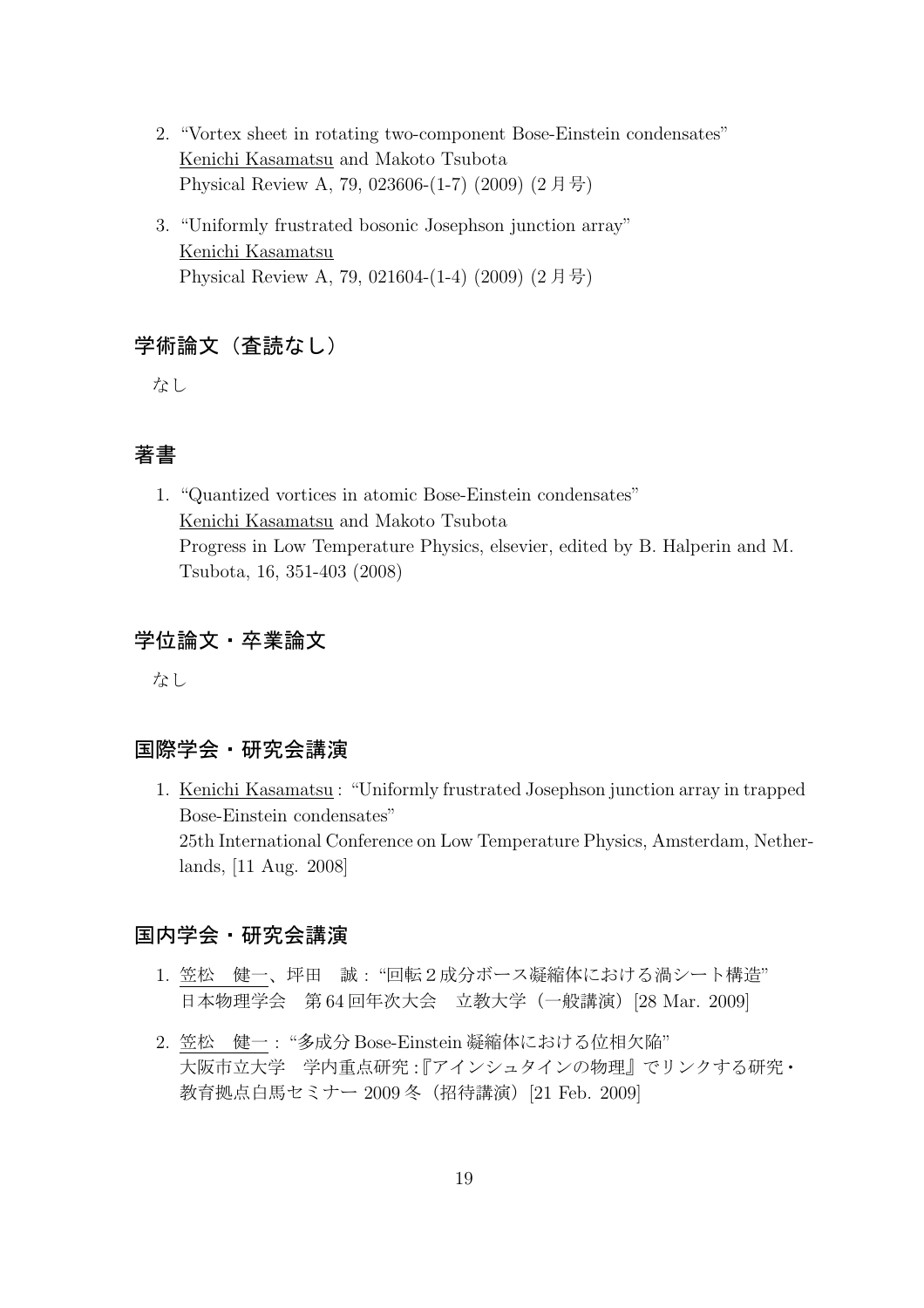2. "Vortex sheet in rotating two-component Bose-Einstein condensates"
   Kenichi Kasamatsu and Makoto Tsubota
   Physical Review A, 79, 023606-(1-7) (2009) (2 月号)

3. "Uniformly frustrated bosonic Josephson junction array"
   Kenichi Kasamatsu
   Physical Review A, 79, 021604-(1-4) (2009) (2 月号)

## 学術論文（査読なし）

なし

## 著書

1. "Quantized vortices in atomic Bose-Einstein condensates"
   Kenichi Kasamatsu and Makoto Tsubota
   Progress in Low Temperature Physics, elsevier, edited by B. Halperin and M. Tsubota, 16, 351-403 (2008)

## 学位論文・卒業論文

なし

## 国際学会・研究会講演

1. Kenichi Kasamatsu : "Uniformly frustrated Josephson junction array in trapped Bose-Einstein condensates"
   25th International Conference on Low Temperature Physics, Amsterdam, Netherlands, [11 Aug. 2008]

## 国内学会・研究会講演

1. 笠松　健一、坪田　誠 : "回転２成分ボース凝縮体における渦シート構造"
   日本物理学会　第 64 回年次大会　立教大学（一般講演）[28 Mar. 2009]

2. 笠松　健一 : "多成分 Bose-Einstein 凝縮体における位相欠陥"
   大阪市立大学　学内重点研究 :『アインシュタインの物理』でリンクする研究・教育拠点白馬セミナー 2009 冬（招待講演）[21 Feb. 2009]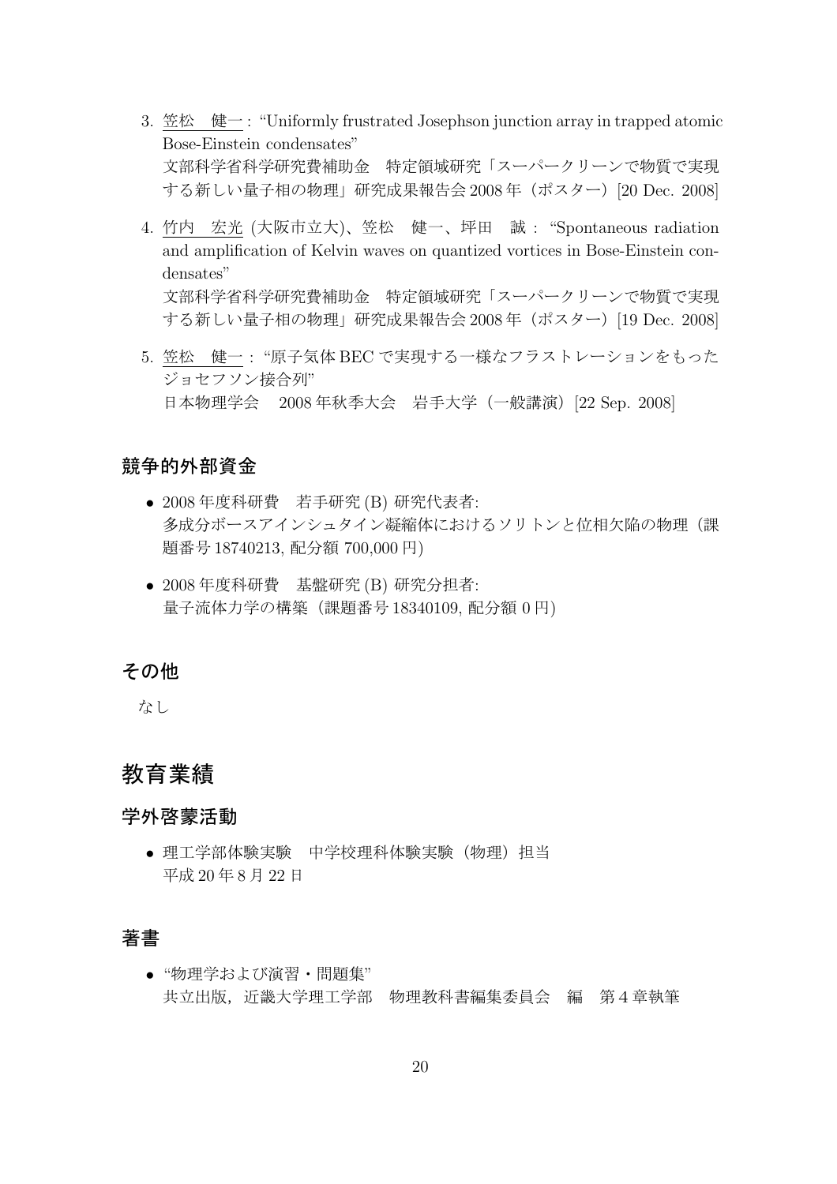3. 笠松　健一 : “Uniformly frustrated Josephson junction array in trapped atomic Bose-Einstein condensates”
   文部科学省科学研究費補助金　特定領域研究「スーパークリーンで物質で実現する新しい量子相の物理」研究成果報告会 2008 年（ポスター）[20 Dec. 2008]

4. 竹内　宏光 (大阪市立大)、笠松　健一、坪田　誠 : “Spontaneous radiation and amplification of Kelvin waves on quantized vortices in Bose-Einstein condensates”
   文部科学省科学研究費補助金　特定領域研究「スーパークリーンで物質で実現する新しい量子相の物理」研究成果報告会 2008 年（ポスター）[19 Dec. 2008]

5. 笠松　健一 : “原子気体 BEC で実現する一様なフラストレーションをもったジョセフソン接合列”
   日本物理学会　2008 年秋季大会　岩手大学（一般講演）[22 Sep. 2008]

### 競争的外部資金

- 2008 年度科研費　若手研究 (B) 研究代表者:
  多成分ボースアインシュタイン凝縮体におけるソリトンと位相欠陥の物理（課題番号 18740213, 配分額 700,000 円)
- 2008 年度科研費　基盤研究 (B) 研究分担者:
  量子流体力学の構築（課題番号 18340109, 配分額 0 円)

### その他

なし

## 教育業績

### 学外啓蒙活動

- 理工学部体験実験　中学校理科体験実験（物理）担当
  平成 20 年 8 月 22 日

### 著書

- “物理学および演習・問題集”
  共立出版，近畿大学理工学部　物理教科書編集委員会　編　第 4 章執筆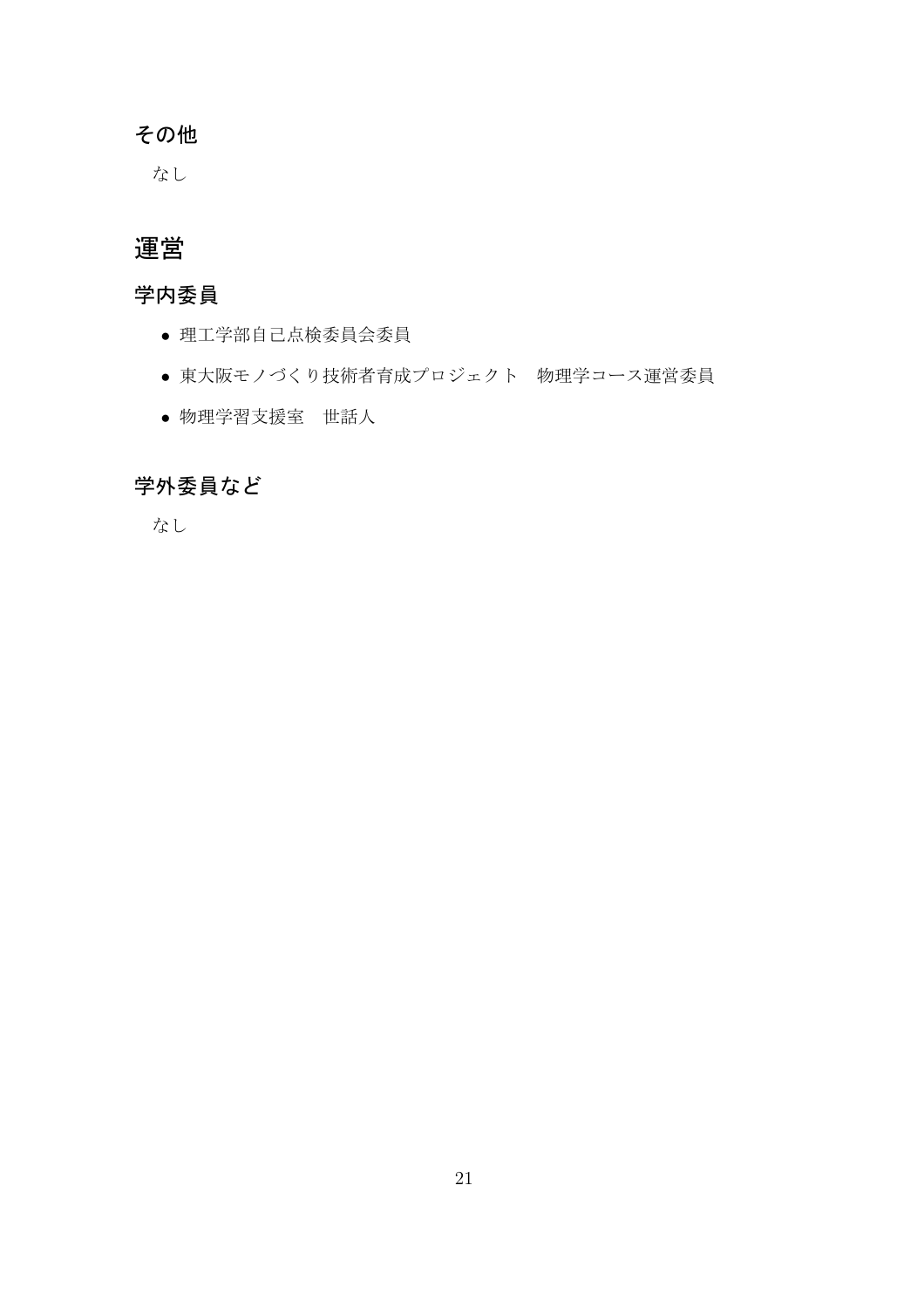### その他

なし

## 運営

### 学内委員

- 理工学部自己点検委員会委員
- 東大阪モノづくり技術者育成プロジェクト　物理学コース運営委員
- 物理学習支援室　世話人

### 学外委員など

なし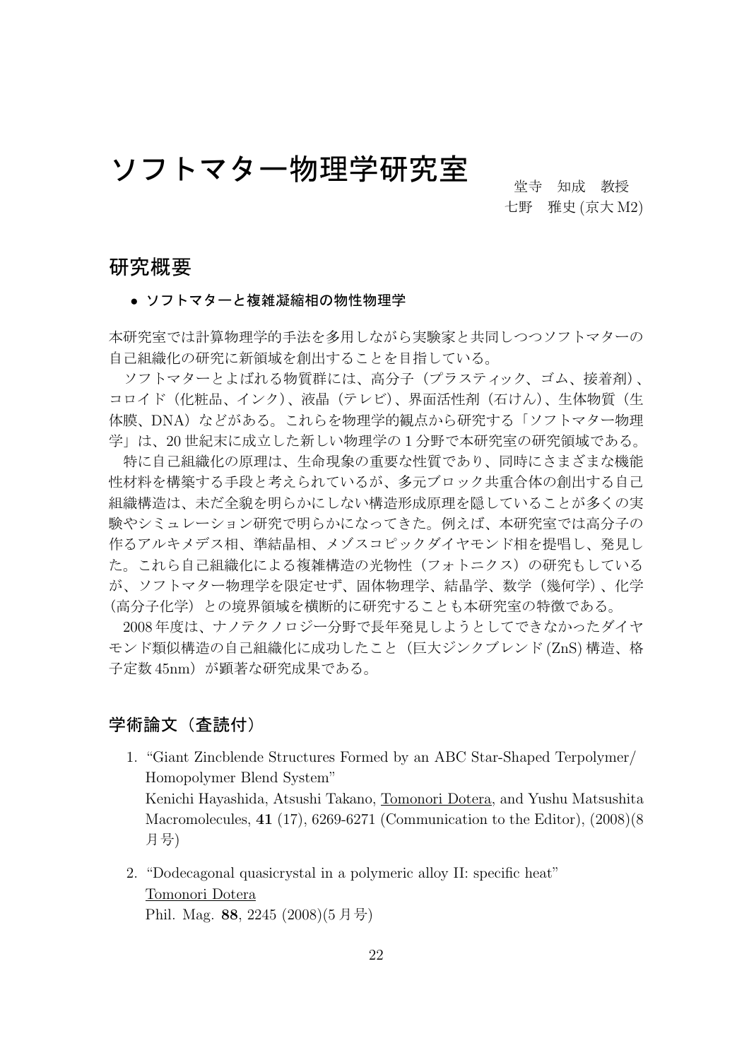# ソフトマター物理学研究室

堂寺　知成　教授
七野　雅史 (京大 M2)

## 研究概要

- **ソフトマターと複雑凝縮相の物性物理学**

本研究室では計算物理学的手法を多用しながら実験家と共同しつつソフトマターの自己組織化の研究に新領域を創出することを目指している。

ソフトマターとよばれる物質群には、高分子（プラスティック、ゴム、接着剤）、コロイド（化粧品、インク）、液晶（テレビ）、界面活性剤（石けん）、生体物質（生体膜、DNA）などがある。これらを物理学的観点から研究する「ソフトマター物理学」は、20 世紀末に成立した新しい物理学の 1 分野で本研究室の研究領域である。

特に自己組織化の原理は、生命現象の重要な性質であり、同時にさまざまな機能性材料を構築する手段と考えられているが、多元ブロック共重合体の創出する自己組織構造は、未だ全貌を明らかにしない構造形成原理を隠していることが多くの実験やシミュレーション研究で明らかになってきた。例えば、本研究室では高分子の作るアルキメデス相、準結晶相、メゾスコピックダイヤモンド相を提唱し、発見した。これら自己組織化による複雑構造の光物性（フォトニクス）の研究もしているが、ソフトマター物理学を限定せず、固体物理学、結晶学、数学（幾何学）、化学（高分子化学）との境界領域を横断的に研究することも本研究室の特徴である。

2008 年度は、ナノテクノロジー分野で長年発見しようとしてできなかったダイヤモンド類似構造の自己組織化に成功したこと（巨大ジンクブレンド (ZnS) 構造、格子定数 45nm）が顕著な研究成果である。

## 学術論文（査読付）

1. "Giant Zincblende Structures Formed by an ABC Star-Shaped Terpolymer/ Homopolymer Blend System"
   Kenichi Hayashida, Atsushi Takano, Tomonori Dotera, and Yushu Matsushita
   Macromolecules, **41** (17), 6269-6271 (Communication to the Editor), (2008)(8 月号)

2. "Dodecagonal quasicrystal in a polymeric alloy II: specific heat"
   Tomonori Dotera
   Phil. Mag. **88**, 2245 (2008)(5 月号)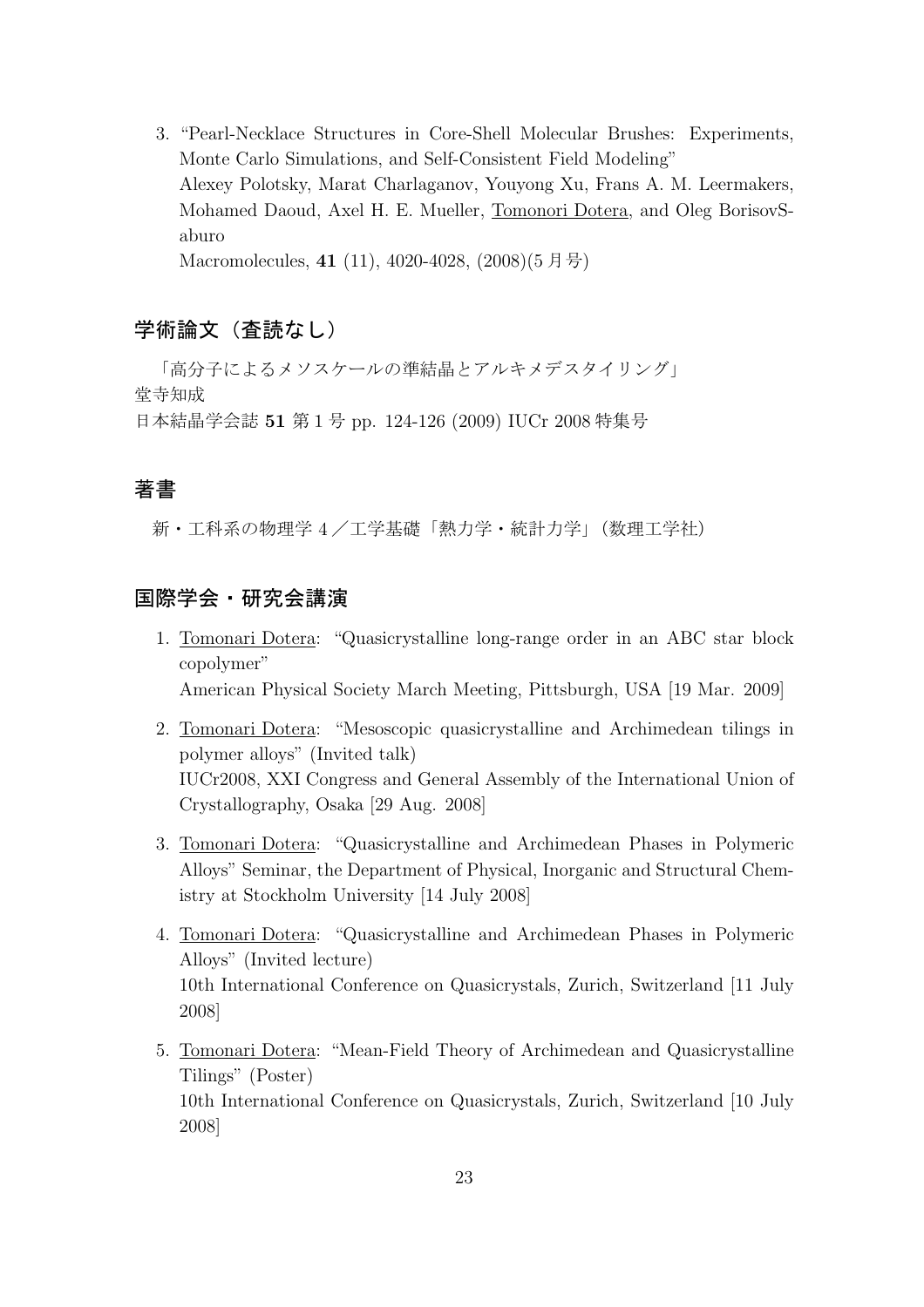3. "Pearl-Necklace Structures in Core-Shell Molecular Brushes: Experiments, Monte Carlo Simulations, and Self-Consistent Field Modeling"
   Alexey Polotsky, Marat Charlaganov, Youyong Xu, Frans A. M. Leermakers, Mohamed Daoud, Axel H. E. Mueller, Tomonori Dotera, and Oleg BorisovSaburo
   Macromolecules, **41** (11), 4020-4028, (2008)(5月号)

## 学術論文（査読なし）

「高分子によるメソスケールの準結晶とアルキメデスタイリング」
堂寺知成
日本結晶学会誌 **51** 第1号 pp. 124-126 (2009) IUCr 2008 特集号

## 著書

新・工科系の物理学 4／工学基礎「熱力学・統計力学」(数理工学社)

## 国際学会・研究会講演

1. Tomonari Dotera: "Quasicrystalline long-range order in an ABC star block copolymer"
   American Physical Society March Meeting, Pittsburgh, USA [19 Mar. 2009]

2. Tomonari Dotera: "Mesoscopic quasicrystalline and Archimedean tilings in polymer alloys" (Invited talk)
   IUCr2008, XXI Congress and General Assembly of the International Union of Crystallography, Osaka [29 Aug. 2008]

3. Tomonari Dotera: "Quasicrystalline and Archimedean Phases in Polymeric Alloys" Seminar, the Department of Physical, Inorganic and Structural Chemistry at Stockholm University [14 July 2008]

4. Tomonari Dotera: "Quasicrystalline and Archimedean Phases in Polymeric Alloys" (Invited lecture)
   10th International Conference on Quasicrystals, Zurich, Switzerland [11 July 2008]

5. Tomonari Dotera: "Mean-Field Theory of Archimedean and Quasicrystalline Tilings" (Poster)
   10th International Conference on Quasicrystals, Zurich, Switzerland [10 July 2008]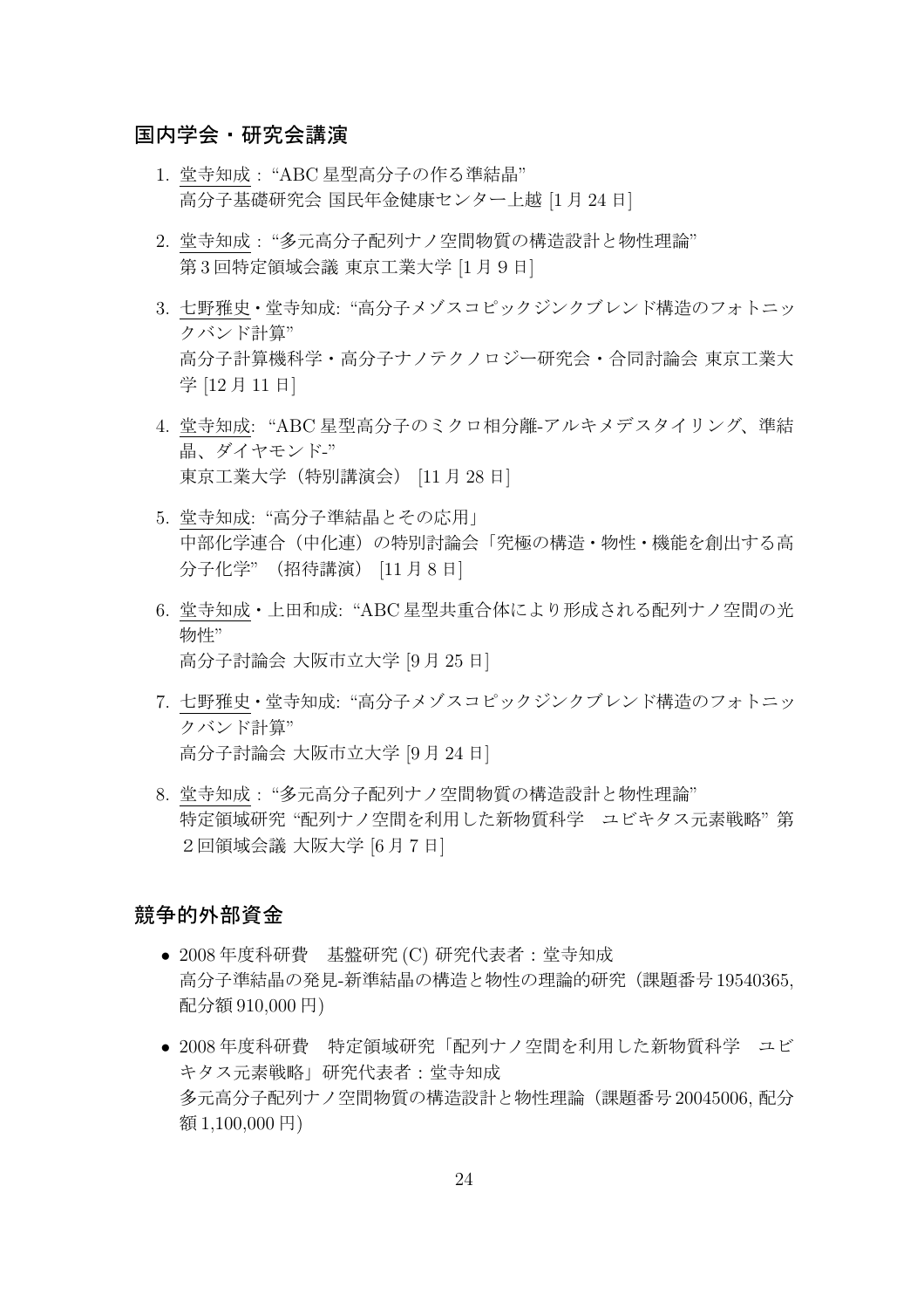## 国内学会・研究会講演

1. 堂寺知成："ABC 星型高分子の作る準結晶"
   高分子基礎研究会 国民年金健康センター上越 [1 月 24 日]

2. 堂寺知成："多元高分子配列ナノ空間物質の構造設計と物性理論"
   第 3 回特定領域会議 東京工業大学 [1 月 9 日]

3. 七野雅史・堂寺知成: "高分子メゾスコピックジンクブレンド構造のフォトニックバンド計算"
   高分子計算機科学・高分子ナノテクノロジー研究会・合同討論会 東京工業大学 [12 月 11 日]

4. 堂寺知成: "ABC 星型高分子のミクロ相分離-アルキメデスタイリング、準結晶、ダイヤモンド-"
   東京工業大学（特別講演会） [11 月 28 日]

5. 堂寺知成: "高分子準結晶とその応用」
   中部化学連合（中化連）の特別討論会「究極の構造・物性・機能を創出する高分子化学" （招待講演） [11 月 8 日]

6. 堂寺知成・上田和成: "ABC 星型共重合体により形成される配列ナノ空間の光物性"
   高分子討論会 大阪市立大学 [9 月 25 日]

7. 七野雅史・堂寺知成: "高分子メゾスコピックジンクブレンド構造のフォトニックバンド計算"
   高分子討論会 大阪市立大学 [9 月 24 日]

8. 堂寺知成："多元高分子配列ナノ空間物質の構造設計と物性理論"
   特定領域研究 "配列ナノ空間を利用した新物質科学　ユビキタス元素戦略" 第２回領域会議 大阪大学 [6 月 7 日]

## 競争的外部資金

- 2008 年度科研費　基盤研究 (C) 研究代表者：堂寺知成
  高分子準結晶の発見-新準結晶の構造と物性の理論的研究（課題番号 19540365, 配分額 910,000 円)

- 2008 年度科研費　特定領域研究「配列ナノ空間を利用した新物質科学　ユビキタス元素戦略」研究代表者：堂寺知成
  多元高分子配列ナノ空間物質の構造設計と物性理論（課題番号 20045006, 配分額 1,100,000 円)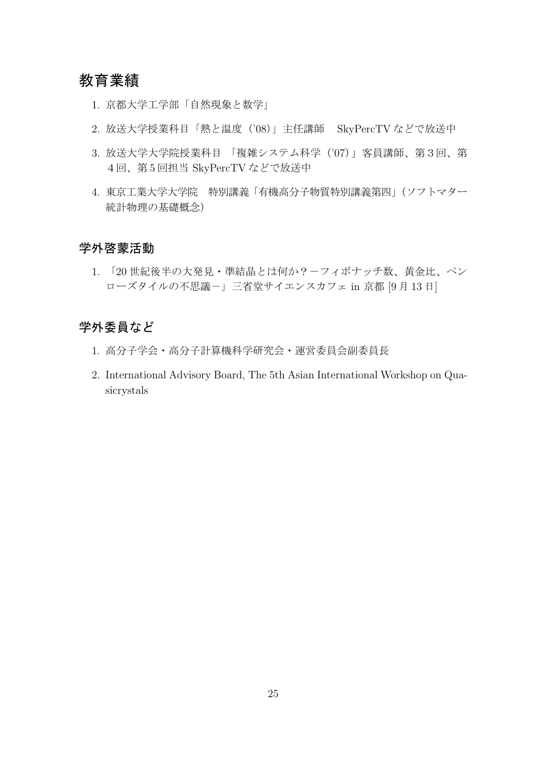## 教育業績

1. 京都大学工学部「自然現象と数学」
2. 放送大学授業科目「熱と温度（'08)」主任講師　SkyPercTV などで放送中
3. 放送大学大学院授業科目 「複雑システム科学（'07)」客員講師、第３回、第４回、第５回担当 SkyPercTV などで放送中
4. 東京工業大学大学院　特別講義「有機高分子物質特別講義第四」(ソフトマター統計物理の基礎概念)

## 学外啓蒙活動

1. 「20 世紀後半の大発見・準結晶とは何か？－フィボナッチ数、黄金比、ペンローズタイルの不思議－」三省堂サイエンスカフェ in 京都 [9 月 13 日]

## 学外委員など

1. 高分子学会・高分子計算機科学研究会・運営委員会副委員長
2. International Advisory Board, The 5th Asian International Workshop on Quasicrystals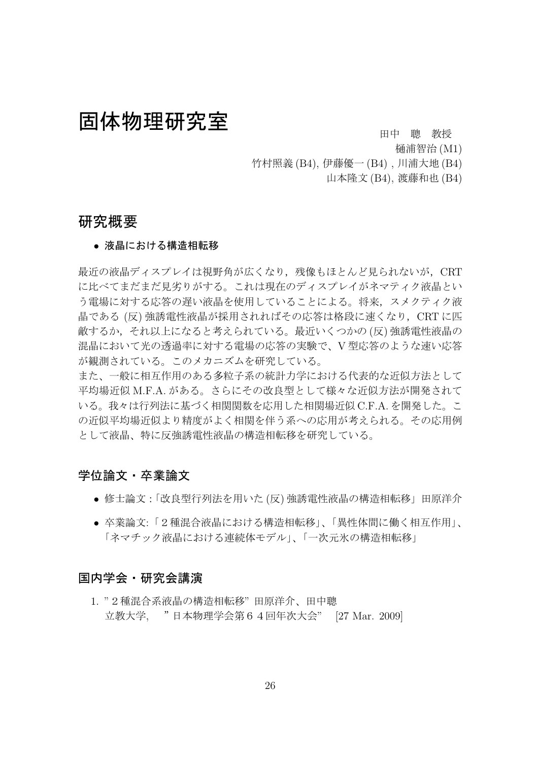# 固体物理研究室

田中　聡　教授
樋浦智治 (M1)
竹村照義 (B4), 伊藤優一 (B4) , 川浦大地 (B4)
山本隆文 (B4), 渡藤和也 (B4)

## 研究概要

- **液晶における構造相転移**

最近の液晶ディスプレイは視野角が広くなり，残像もほとんど見られないが，CRT に比べてまだまだ見劣りがする。これは現在のディスプレイがネマティク液晶という電場に対する応答の遅い液晶を使用していることによる。将来，スメクティク液晶である (反) 強誘電性液晶が採用されればその応答は格段に速くなり，CRT に匹敵するか，それ以上になると考えられている。最近いくつかの (反) 強誘電性液晶の混晶において光の透過率に対する電場の応答の実験で、V 型応答のような速い応答が観測されている。このメカニズムを研究している。
また、一般に相互作用のある多粒子系の統計力学における代表的な近似方法として平均場近似 M.F.A. がある。さらにその改良型として様々な近似方法が開発されている。我々は行列法に基づく相関関数を応用した相関場近似 C.F.A. を開発した。この近似平均場近似より精度がよく相関を伴う系への応用が考えられる。その応用例として液晶、特に反強誘電性液晶の構造相転移を研究している。

## 学位論文・卒業論文

- 修士論文 :「改良型行列法を用いた (反) 強誘電性液晶の構造相転移」田原洋介
- 卒業論文:「２種混合液晶における構造相転移」、「異性体間に働く相互作用」、「ネマチック液晶における連続体モデル」、「一次元氷の構造相転移」

## 国内学会・研究会講演

1. "２種混合系液晶の構造相転移" 田原洋介、田中聡
   立教大学,　"日本物理学会第６４回年次大会"　[27 Mar. 2009]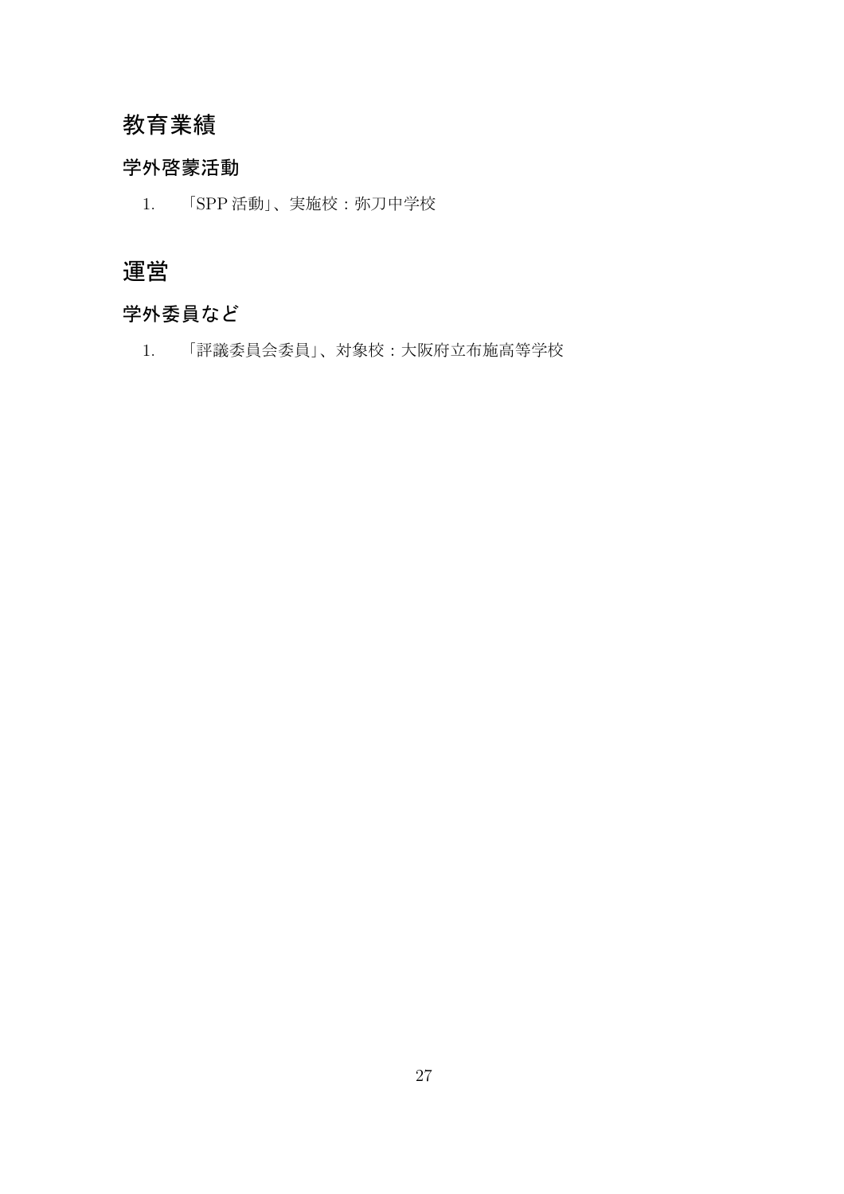# 教育業績

## 学外啓蒙活動

1. 「SPP 活動」、実施校：弥刀中学校

# 運営

## 学外委員など

1. 「評議委員会委員」、対象校：大阪府立布施高等学校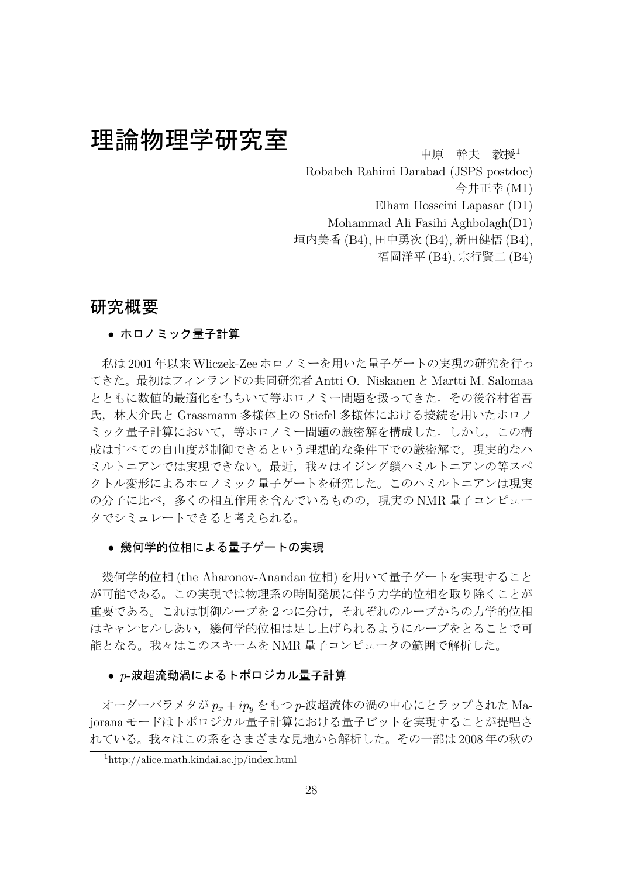# 理論物理学研究室

中原　幹夫　教授[1]
Robabeh Rahimi Darabad (JSPS postdoc)
今井正幸 (M1)
Elham Hosseini Lapasar (D1)
Mohammad Ali Fasihi Aghbolagh(D1)
垣内美香 (B4), 田中勇次 (B4), 新田健悟 (B4),
福岡洋平 (B4), 宗行賢二 (B4)

## 研究概要

- **ホロノミック量子計算**

私は 2001 年以来 Wliczek-Zee ホロノミーを用いた量子ゲートの実現の研究を行ってきた。最初はフィンランドの共同研究者 Antti O. Niskanen と Martti M. Salomaa とともに数値的最適化をもちいて等ホロノミー問題を扱ってきた。その後谷村省吾氏，林大介氏と Grassmann 多様体上の Stiefel 多様体における接続を用いたホロノミック量子計算において，等ホロノミー問題の厳密解を構成した。しかし，この構成はすべての自由度が制御できるという理想的な条件下での厳密解で，現実的なハミルトニアンでは実現できない。最近，我々はイジング鎖ハミルトニアンの等スペクトル変形によるホロノミック量子ゲートを研究した。このハミルトニアンは現実の分子に比べ，多くの相互作用を含んでいるものの，現実の NMR 量子コンピュータでシミュレートできると考えられる。

- **幾何学的位相による量子ゲートの実現**

幾何学的位相 (the Aharonov-Anandan 位相) を用いて量子ゲートを実現することが可能である。この実現では物理系の時間発展に伴う力学的位相を取り除くことが重要である。これは制御ループを 2 つに分け，それぞれのループからの力学的位相はキャンセルしあい，幾何学的位相は足し上げられるようにループをとることで可能となる。我々はこのスキームを NMR 量子コンピュータの範囲で解析した。

- **$p$-波超流動渦によるトポロジカル量子計算**

オーダーパラメタが $p_x + ip_y$ をもつ $p$-波超流体の渦の中心にとラップされた Majorana モードはトポロジカル量子計算における量子ビットを実現することが提唱されている。我々はこの系をさまざまな見地から解析した。その一部は 2008 年の秋の

[1] http://alice.math.kindai.ac.jp/index.html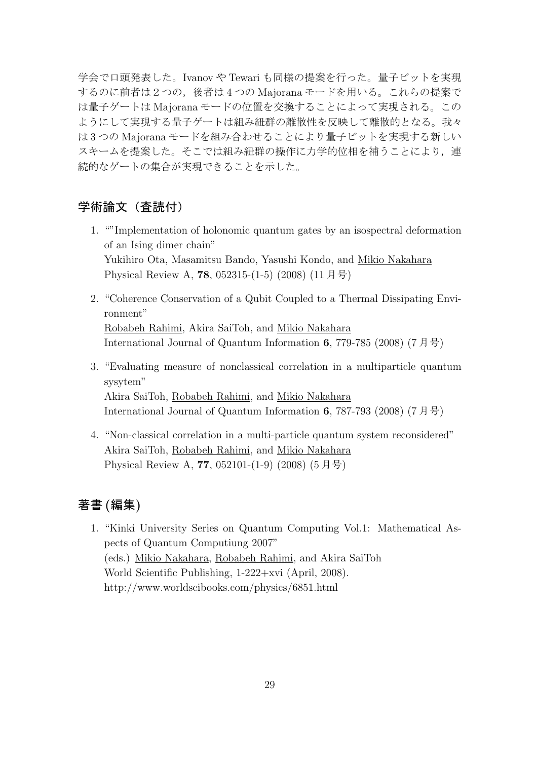学会で口頭発表した。Ivanov や Tewari も同様の提案を行った。量子ビットを実現するのに前者は 2 つの，後者は 4 つの Majorana モードを用いる。これらの提案では量子ゲートは Majorana モードの位置を交換することによって実現される。このようにして実現する量子ゲートは組み紐群の離散性を反映して離散的となる。我々は 3 つの Majorana モードを組み合わせることにより量子ビットを実現する新しいスキームを提案した。そこでは組み紐群の操作に力学的位相を補うことにより，連続的なゲートの集合が実現できることを示した。

## 学術論文（査読付）

1. “”Implementation of holonomic quantum gates by an isospectral deformation of an Ising dimer chain”
   Yukihiro Ota, Masamitsu Bando, Yasushi Kondo, and Mikio Nakahara
   Physical Review A, **78**, 052315-(1-5) (2008) (11 月号)

2. “Coherence Conservation of a Qubit Coupled to a Thermal Dissipating Environment”
   Robabeh Rahimi, Akira SaiToh, and Mikio Nakahara
   International Journal of Quantum Information **6**, 779-785 (2008) (7 月号)

3. “Evaluating measure of nonclassical correlation in a multiparticle quantum sysytem”
   Akira SaiToh, Robabeh Rahimi, and Mikio Nakahara
   International Journal of Quantum Information **6**, 787-793 (2008) (7 月号)

4. “Non-classical correlation in a multi-particle quantum system reconsidered”
   Akira SaiToh, Robabeh Rahimi, and Mikio Nakahara
   Physical Review A, **77**, 052101-(1-9) (2008) (5 月号)

## 著書 (編集)

1. “Kinki University Series on Quantum Computing Vol.1: Mathematical Aspects of Quantum Computiung 2007”
   (eds.) Mikio Nakahara, Robabeh Rahimi, and Akira SaiToh
   World Scientific Publishing, 1-222+xvi (April, 2008).
   http://www.worldscibooks.com/physics/6851.html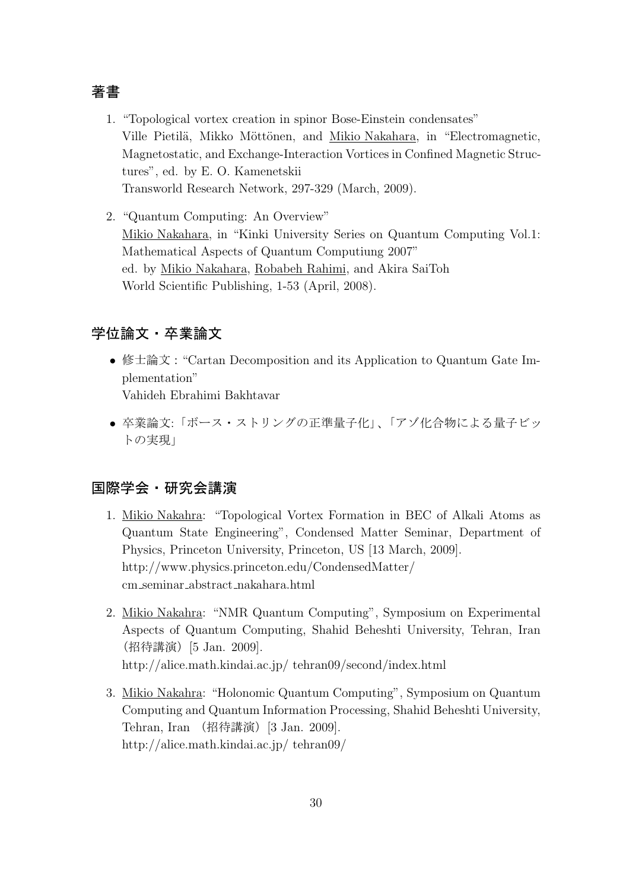## 著書

1. "Topological vortex creation in spinor Bose-Einstein condensates"
   Ville Pietilä, Mikko Möttönen, and Mikio Nakahara, in "Electromagnetic, Magnetostatic, and Exchange-Interaction Vortices in Confined Magnetic Structures", ed. by E. O. Kamenetskii
   Transworld Research Network, 297-329 (March, 2009).

2. "Quantum Computing: An Overview"
   Mikio Nakahara, in "Kinki University Series on Quantum Computing Vol.1: Mathematical Aspects of Quantum Computiung 2007"
   ed. by Mikio Nakahara, Robabeh Rahimi, and Akira SaiToh
   World Scientific Publishing, 1-53 (April, 2008).

## 学位論文・卒業論文

- 修士論文："Cartan Decomposition and its Application to Quantum Gate Implementation"
  Vahideh Ebrahimi Bakhtavar

- 卒業論文:「ボース・ストリングの正準量子化」、「アゾ化合物による量子ビットの実現」

## 国際学会・研究会講演

1. Mikio Nakahra: "Topological Vortex Formation in BEC of Alkali Atoms as Quantum State Engineering", Condensed Matter Seminar, Department of Physics, Princeton University, Princeton, US [13 March, 2009].
   http://www.physics.princeton.edu/CondensedMatter/cm_seminar_abstract_nakahara.html

2. Mikio Nakahra: "NMR Quantum Computing", Symposium on Experimental Aspects of Quantum Computing, Shahid Beheshti University, Tehran, Iran（招待講演）[5 Jan. 2009].
   http://alice.math.kindai.ac.jp/ tehran09/second/index.html

3. Mikio Nakahra: "Holonomic Quantum Computing", Symposium on Quantum Computing and Quantum Information Processing, Shahid Beheshti University, Tehran, Iran （招待講演）[3 Jan. 2009].
   http://alice.math.kindai.ac.jp/ tehran09/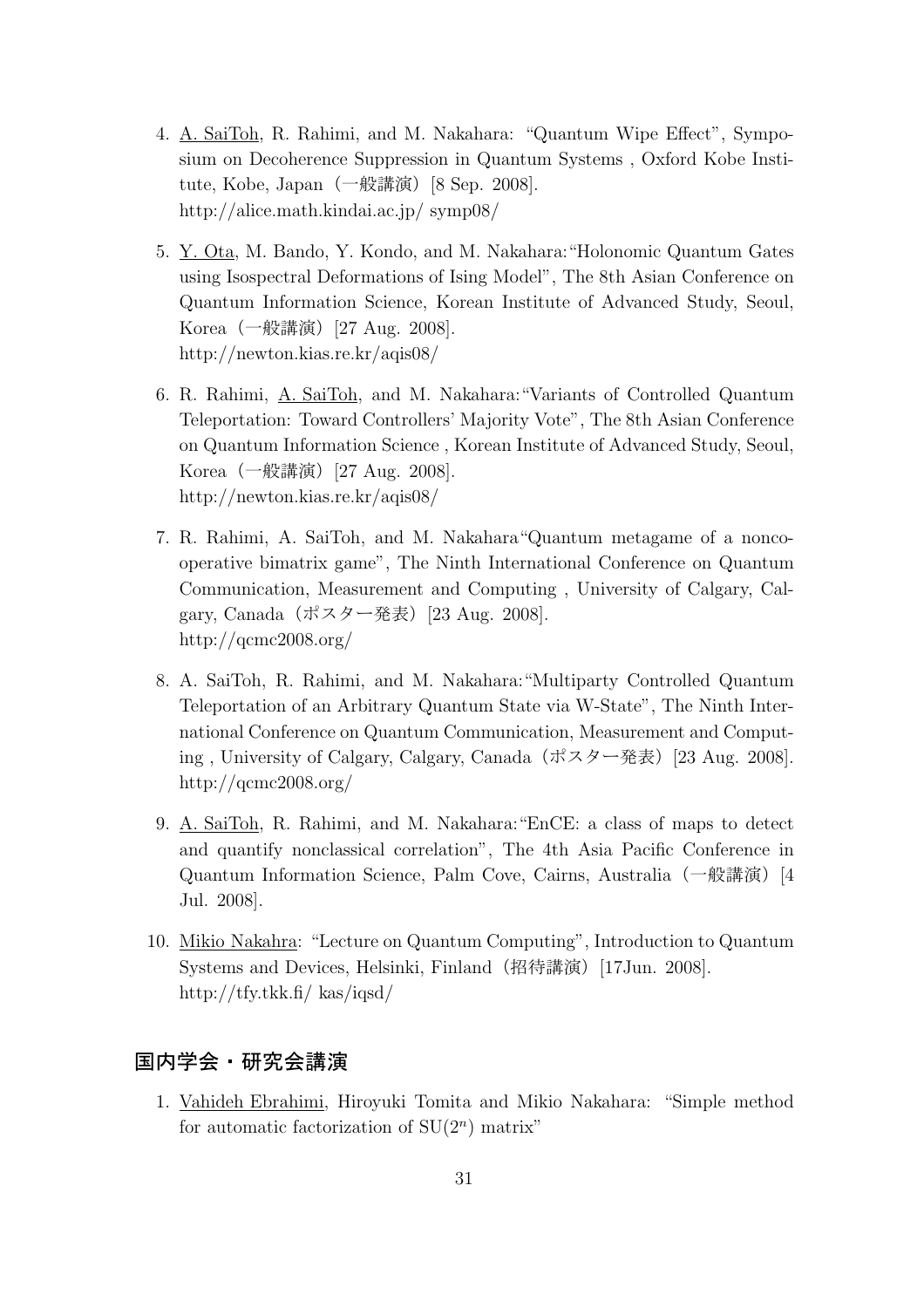4. A. SaiToh, R. Rahimi, and M. Nakahara: “Quantum Wipe Effect”, Symposium on Decoherence Suppression in Quantum Systems , Oxford Kobe Institute, Kobe, Japan（一般講演）[8 Sep. 2008].
   http://alice.math.kindai.ac.jp/ symp08/

5. Y. Ota, M. Bando, Y. Kondo, and M. Nakahara:“Holonomic Quantum Gates using Isospectral Deformations of Ising Model”, The 8th Asian Conference on Quantum Information Science, Korean Institute of Advanced Study, Seoul, Korea（一般講演）[27 Aug. 2008].
   http://newton.kias.re.kr/aqis08/

6. R. Rahimi, A. SaiToh, and M. Nakahara:“Variants of Controlled Quantum Teleportation: Toward Controllers’ Majority Vote”, The 8th Asian Conference on Quantum Information Science , Korean Institute of Advanced Study, Seoul, Korea（一般講演）[27 Aug. 2008].
   http://newton.kias.re.kr/aqis08/

7. R. Rahimi, A. SaiToh, and M. Nakahara“Quantum metagame of a noncooperative bimatrix game”, The Ninth International Conference on Quantum Communication, Measurement and Computing , University of Calgary, Calgary, Canada（ポスター発表）[23 Aug. 2008].
   http://qcmc2008.org/

8. A. SaiToh, R. Rahimi, and M. Nakahara:“Multiparty Controlled Quantum Teleportation of an Arbitrary Quantum State via W-State”, The Ninth International Conference on Quantum Communication, Measurement and Computing , University of Calgary, Calgary, Canada（ポスター発表）[23 Aug. 2008].
   http://qcmc2008.org/

9. A. SaiToh, R. Rahimi, and M. Nakahara:“EnCE: a class of maps to detect and quantify nonclassical correlation”, The 4th Asia Pacific Conference in Quantum Information Science, Palm Cove, Cairns, Australia（一般講演）[4 Jul. 2008].

10. Mikio Nakahra: “Lecture on Quantum Computing”, Introduction to Quantum Systems and Devices, Helsinki, Finland（招待講演）[17Jun. 2008].
    http://tfy.tkk.fi/ kas/iqsd/

## 国内学会・研究会講演

1. Vahideh Ebrahimi, Hiroyuki Tomita and Mikio Nakahara: “Simple method for automatic factorization of $SU(2^n)$ matrix”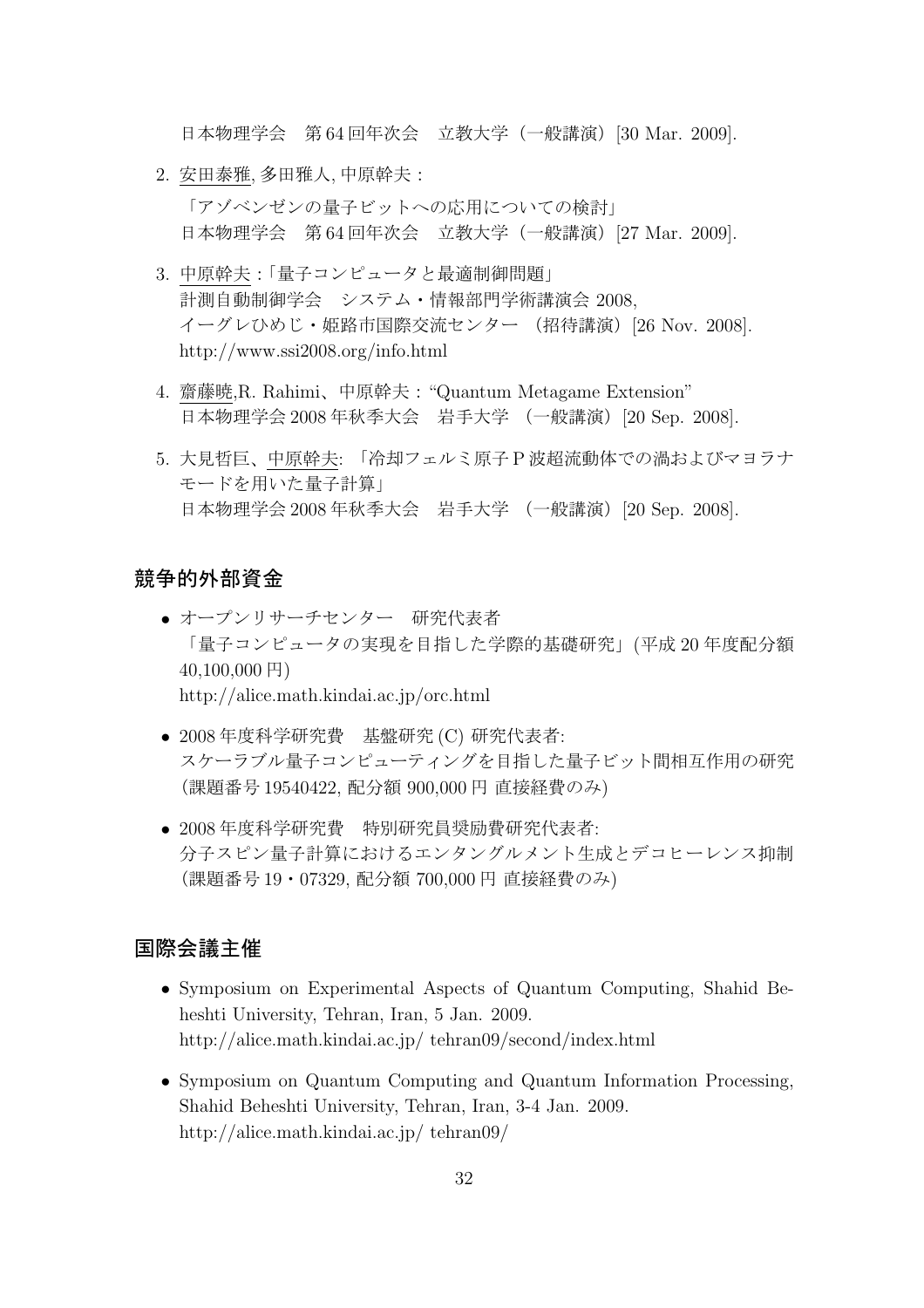日本物理学会　第64回年次会　立教大学（一般講演）[30 Mar. 2009].

2. 安田泰雅, 多田雅人, 中原幹夫：

   「アゾベンゼンの量子ビットへの応用についての検討」
   日本物理学会　第64回年次会　立教大学（一般講演）[27 Mar. 2009].

3. 中原幹夫：「量子コンピュータと最適制御問題」
   計測自動制御学会　システム・情報部門学術講演会 2008,
   イーグレひめじ・姫路市国際交流センター （招待講演）[26 Nov. 2008].
   http://www.ssi2008.org/info.html

4. 齋藤暁,R. Rahimi、中原幹夫：“Quantum Metagame Extension”
   日本物理学会 2008 年秋季大会　岩手大学 （一般講演）[20 Sep. 2008].

5. 大見哲巨、中原幹夫: 「冷却フェルミ原子 P 波超流動体での渦およびマヨラナモードを用いた量子計算」
   日本物理学会 2008 年秋季大会　岩手大学 （一般講演）[20 Sep. 2008].

## 競争的外部資金

- オープンリサーチセンター　研究代表者
  「量子コンピュータの実現を目指した学際的基礎研究」(平成 20 年度配分額 40,100,000 円)
  http://alice.math.kindai.ac.jp/orc.html

- 2008 年度科学研究費　基盤研究 (C) 研究代表者:
  スケーラブル量子コンピューティングを目指した量子ビット間相互作用の研究
  (課題番号 19540422, 配分額 900,000 円 直接経費のみ)

- 2008 年度科学研究費　特別研究員奨励費研究代表者:
  分子スピン量子計算におけるエンタングルメント生成とデコヒーレンス抑制
  (課題番号 19・07329, 配分額 700,000 円 直接経費のみ)

## 国際会議主催

- Symposium on Experimental Aspects of Quantum Computing, Shahid Beheshti University, Tehran, Iran, 5 Jan. 2009.
  http://alice.math.kindai.ac.jp/ tehran09/second/index.html

- Symposium on Quantum Computing and Quantum Information Processing, Shahid Beheshti University, Tehran, Iran, 3-4 Jan. 2009.
  http://alice.math.kindai.ac.jp/ tehran09/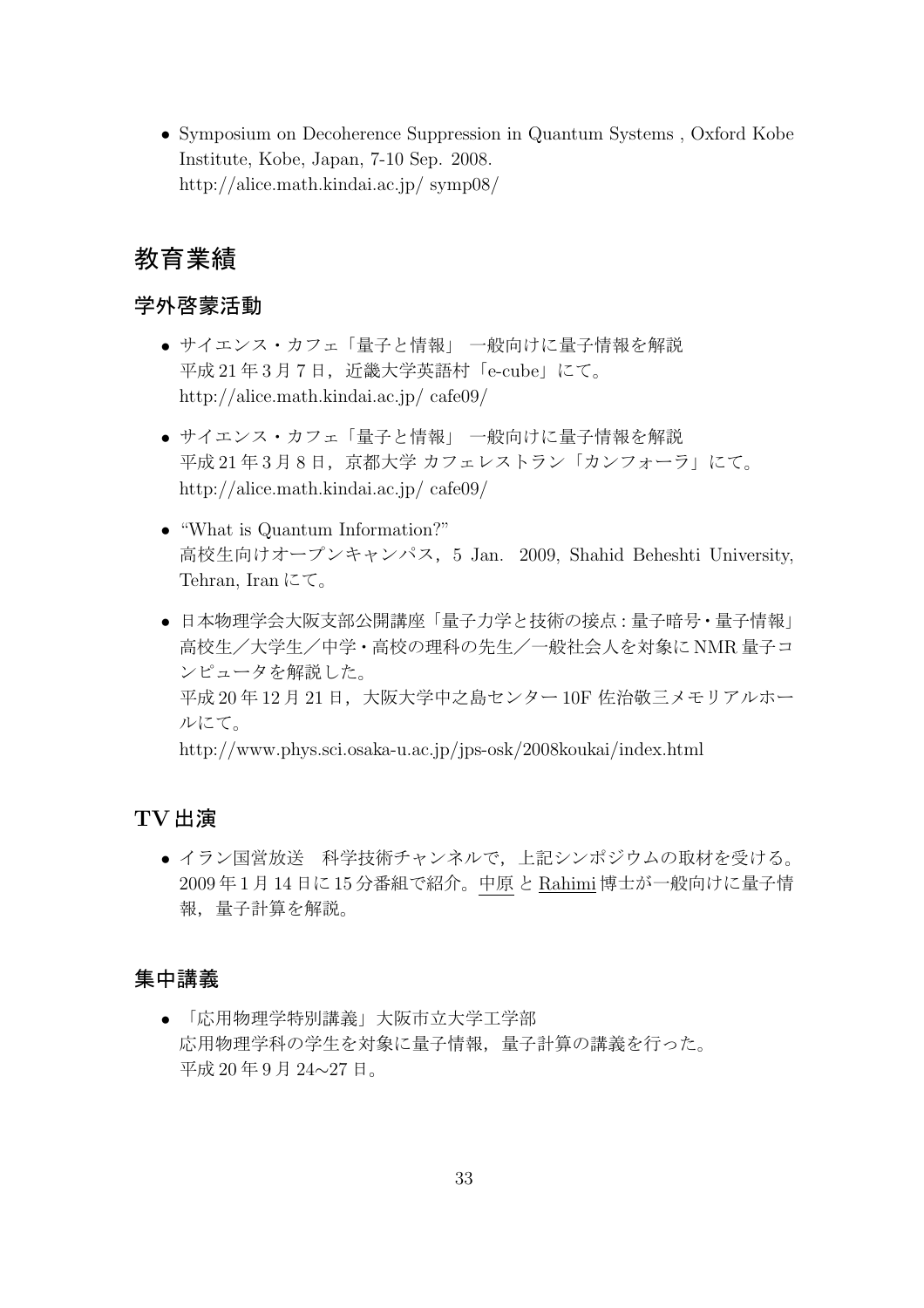- Symposium on Decoherence Suppression in Quantum Systems , Oxford Kobe Institute, Kobe, Japan, 7-10 Sep. 2008.
  http://alice.math.kindai.ac.jp/ symp08/

# 教育業績

## 学外啓蒙活動

- サイエンス・カフェ「量子と情報」 一般向けに量子情報を解説
  平成 21 年 3 月 7 日，近畿大学英語村「e-cube」にて。
  http://alice.math.kindai.ac.jp/ cafe09/

- サイエンス・カフェ「量子と情報」 一般向けに量子情報を解説
  平成 21 年 3 月 8 日，京都大学 カフェレストラン「カンフォーラ」にて。
  http://alice.math.kindai.ac.jp/ cafe09/

- "What is Quantum Information?"
  高校生向けオープンキャンパス，5 Jan. 2009, Shahid Beheshti University, Tehran, Iran にて。

- 日本物理学会大阪支部公開講座「量子力学と技術の接点 : 量子暗号・量子情報」
  高校生／大学生／中学・高校の理科の先生／一般社会人を対象に NMR 量子コンピュータを解説した。
  平成 20 年 12 月 21 日，大阪大学中之島センター 10F 佐治敬三メモリアルホールにて。
  http://www.phys.sci.osaka-u.ac.jp/jps-osk/2008koukai/index.html

## TV 出演

- イラン国営放送 科学技術チャンネルで，上記シンポジウムの取材を受ける。2009 年 1 月 14 日に 15 分番組で紹介。中原 と Rahimi 博士が一般向けに量子情報，量子計算を解説。

## 集中講義

- 「応用物理学特別講義」大阪市立大学工学部
  応用物理学科の学生を対象に量子情報，量子計算の講義を行った。
  平成 20 年 9 月 24∼27 日。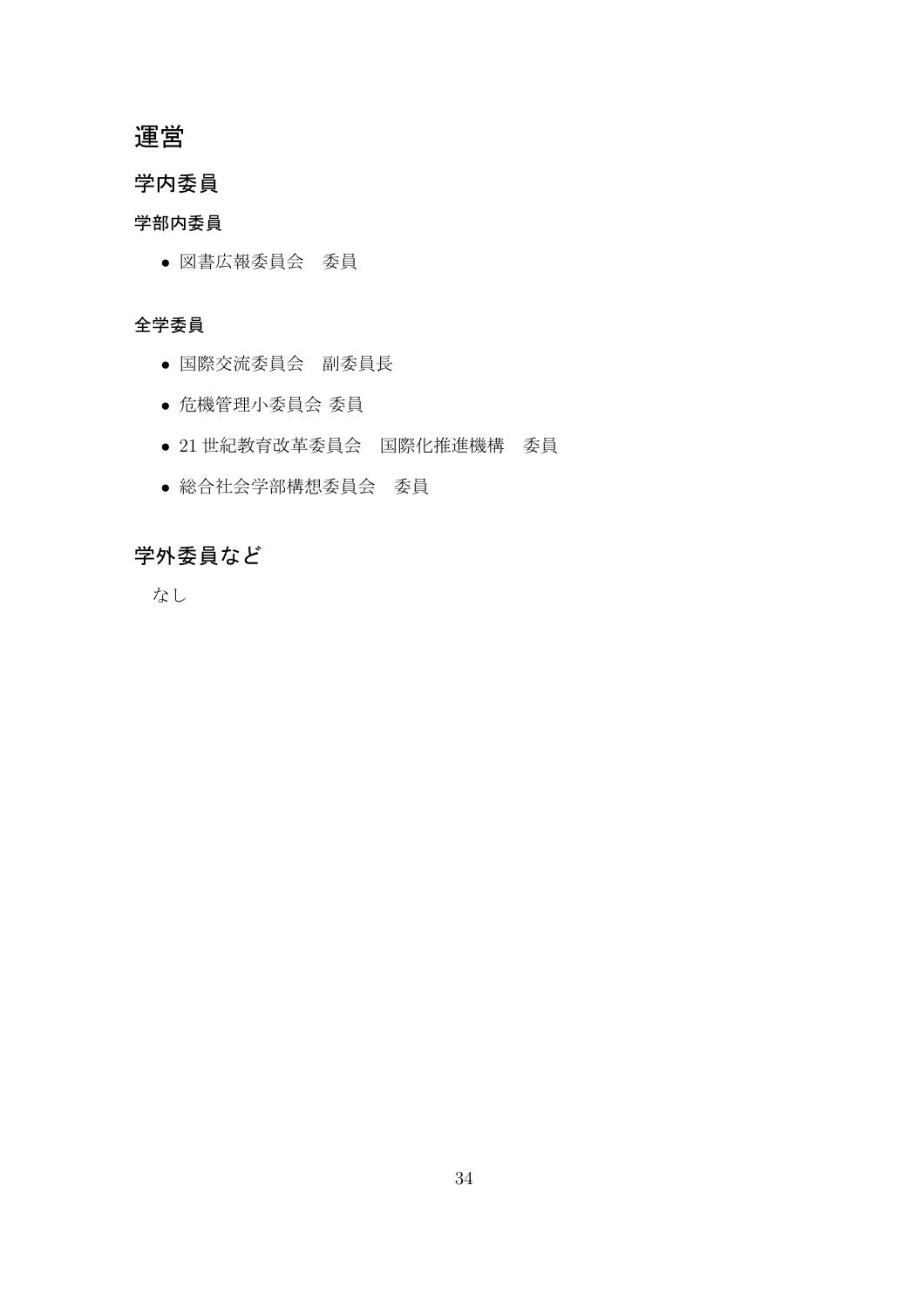# 運営

## 学内委員

### 学部内委員

- 図書広報委員会　委員

### 全学委員

- 国際交流委員会　副委員長
- 危機管理小委員会 委員
- 21 世紀教育改革委員会　国際化推進機構　委員
- 総合社会学部構想委員会　委員

## 学外委員など

なし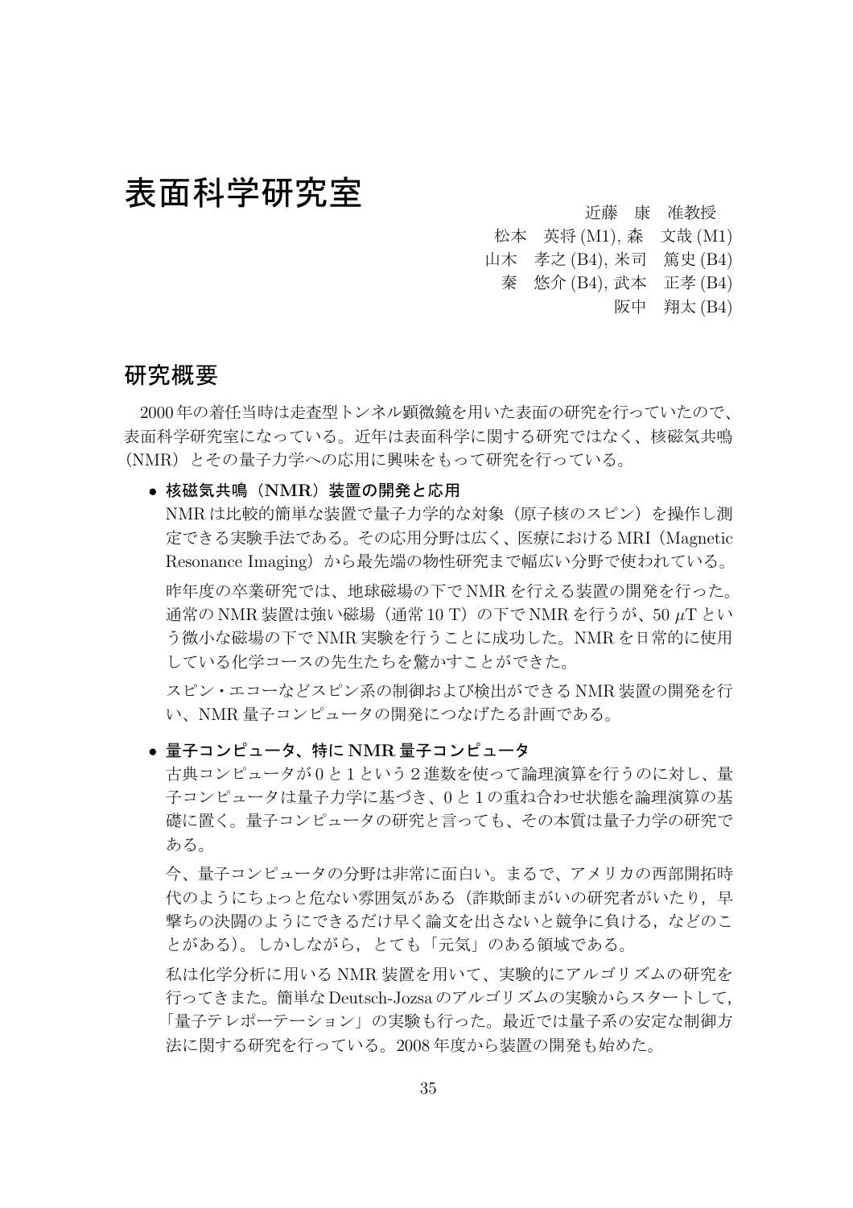# 表面科学研究室

近藤　康　准教授
松本　英将 (M1), 森　文哉 (M1)
山木　孝之 (B4), 米司　篤史 (B4)
秦　悠介 (B4), 武本　正孝 (B4)
阪中　翔太 (B4)

## 研究概要

2000 年の着任当時は走査型トンネル顕微鏡を用いた表面の研究を行っていたので、表面科学研究室になっている。近年は表面科学に関する研究ではなく、核磁気共鳴（NMR）とその量子力学への応用に興味をもって研究を行っている。

- **核磁気共鳴（NMR）装置の開発と応用**

  NMR は比較的簡単な装置で量子力学的な対象（原子核のスピン）を操作し測定できる実験手法である。その応用分野は広く、医療における MRI（Magnetic Resonance Imaging）から最先端の物性研究まで幅広い分野で使われている。

  昨年度の卒業研究では、地球磁場の下で NMR を行える装置の開発を行った。通常の NMR 装置は強い磁場（通常 10 T）の下で NMR を行うが、50 $\mu$T という微小な磁場の下で NMR 実験を行うことに成功した。NMR を日常的に使用している化学コースの先生たちを驚かすことができた。

  スピン・エコーなどスピン系の制御および検出ができる NMR 装置の開発を行い、NMR 量子コンピュータの開発につなげたる計画である。

- **量子コンピュータ、特に NMR 量子コンピュータ**

  古典コンピュータが 0 と 1 という 2 進数を使って論理演算を行うのに対し、量子コンピュータは量子力学に基づき、0 と 1 の重ね合わせ状態を論理演算の基礎に置く。量子コンピュータの研究と言っても、その本質は量子力学の研究である。

  今、量子コンピュータの分野は非常に面白い。まるで、アメリカの西部開拓時代のようにちょっと危ない雰囲気がある（詐欺師まがいの研究者がいたり，早撃ちの決闘のようにできるだけ早く論文を出さないと競争に負ける，などのことがある）。しかしながら，とても「元気」のある領域である。

  私は化学分析に用いる NMR 装置を用いて、実験的にアルゴリズムの研究を行ってきまた。簡単な Deutsch-Jozsa のアルゴリズムの実験からスタートして，「量子テレポーテーション」の実験も行った。最近では量子系の安定な制御方法に関する研究を行っている。2008 年度から装置の開発も始めた。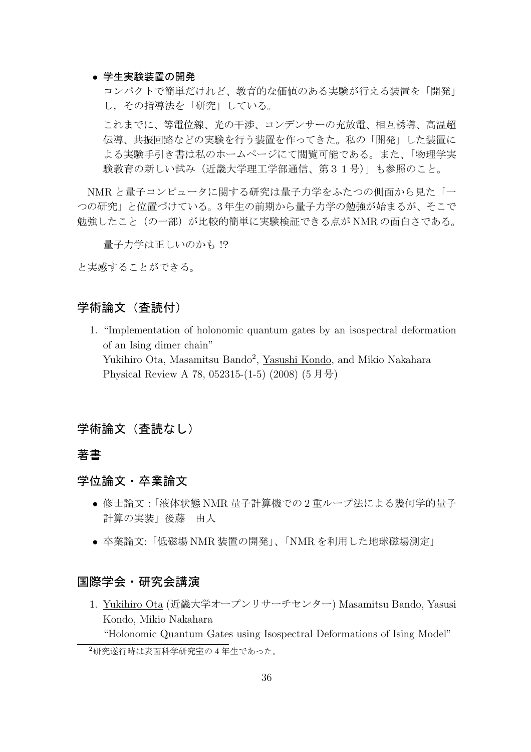- **学生実験装置の開発**

  コンパクトで簡単だけれど、教育的な価値のある実験が行える装置を「開発」し，その指導法を「研究」している。

  これまでに、等電位線、光の干渉、コンデンサーの充放電、相互誘導、高温超伝導、共振回路などの実験を行う装置を作ってきた。私の「開発」した装置による実験手引き書は私のホームページにて閲覧可能である。また、「物理学実験教育の新しい試み（近畿大学理工学部通信、第３１号）」も参照のこと。

NMR と量子コンピュータに関する研究は量子力学をふたつの側面から見た「一つの研究」と位置づけている。3 年生の前期から量子力学の勉強が始まるが、そこで勉強したこと（の一部）が比較的簡単に実験検証できる点が NMR の面白さである。

> 量子力学は正しいのかも !?

と実感することができる。

## 学術論文（査読付）

1. “Implementation of holonomic quantum gates by an isospectral deformation of an Ising dimer chain”
   Yukihiro Ota, Masamitsu Bando[2], Yasushi Kondo, and Mikio Nakahara
   Physical Review A 78, 052315-(1-5) (2008) (5 月号)

## 学術論文（査読なし）

## 著書

## 学位論文・卒業論文

- 修士論文 :「液体状態 NMR 量子計算機での 2 重ループ法による幾何学的量子計算の実装」後藤　由人
- 卒業論文:「低磁場 NMR 装置の開発」、「NMR を利用した地球磁場測定」

## 国際学会・研究会講演

1. Yukihiro Ota (近畿大学オープンリサーチセンター) Masamitsu Bando, Yasusi Kondo, Mikio Nakahara
   “Holonomic Quantum Gates using Isospectral Deformations of Ising Model”

[2] 研究遂行時は表面科学研究室の 4 年生であった。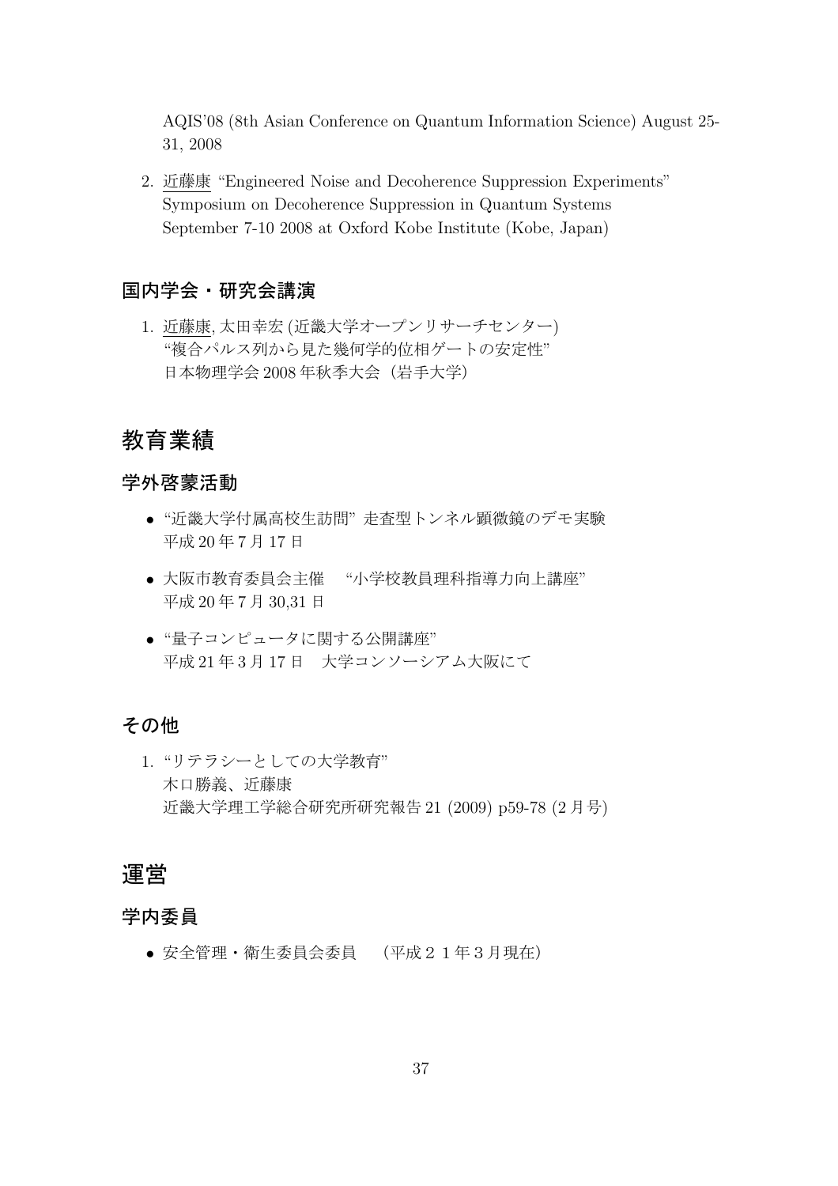AQIS'08 (8th Asian Conference on Quantum Information Science) August 25-31, 2008

2. 近藤康 “Engineered Noise and Decoherence Suppression Experiments”
   Symposium on Decoherence Suppression in Quantum Systems
   September 7-10 2008 at Oxford Kobe Institute (Kobe, Japan)

### 国内学会・研究会講演

1. 近藤康, 太田幸宏 (近畿大学オープンリサーチセンター)
   “複合パルス列から見た幾何学的位相ゲートの安定性”
   日本物理学会 2008 年秋季大会（岩手大学）

## 教育業績

### 学外啓蒙活動

- “近畿大学付属高校生訪問” 走査型トンネル顕微鏡のデモ実験
  平成 20 年 7 月 17 日
- 大阪市教育委員会主催　“小学校教員理科指導力向上講座”
  平成 20 年 7 月 30,31 日
- “量子コンピュータに関する公開講座”
  平成 21 年 3 月 17 日　大学コンソーシアム大阪にて

## その他

1. “リテラシーとしての大学教育”
   木口勝義、近藤康
   近畿大学理工学総合研究所研究報告 21 (2009) p59-78 (2 月号)

## 運営

### 学内委員

- 安全管理・衛生委員会委員　（平成２１年３月現在）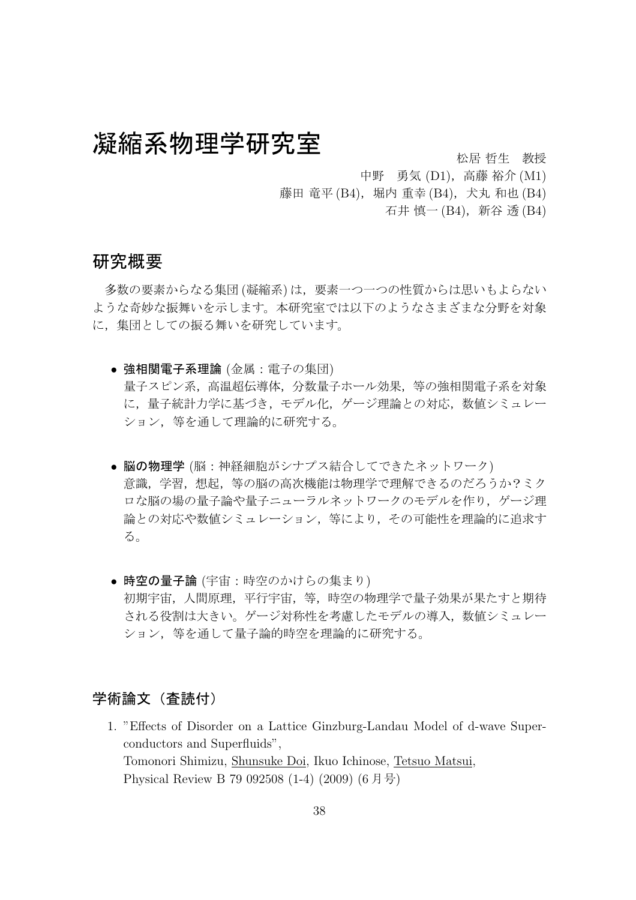# 凝縮系物理学研究室

松居 哲生　教授
中野　勇気 (D1)，高藤 裕介 (M1)
藤田 竜平 (B4)，堀内 重幸 (B4)，犬丸 和也 (B4)
石井 慎一 (B4)，新谷 透 (B4)

## 研究概要

多数の要素からなる集団 (凝縮系) は，要素一つ一つの性質からは思いもよらないような奇妙な振舞いを示します。本研究室では以下のようなさまざまな分野を対象に，集団としての振る舞いを研究しています。

- **強相関電子系理論** (金属：電子の集団)
  量子スピン系，高温超伝導体，分数量子ホール効果，等の強相関電子系を対象に，量子統計力学に基づき，モデル化，ゲージ理論との対応，数値シミュレーション，等を通して理論的に研究する。

- **脳の物理学** (脳：神経細胞がシナプス結合してできたネットワーク)
  意識，学習，想起，等の脳の高次機能は物理学で理解できるのだろうか？ミクロな脳の場の量子論や量子ニューラルネットワークのモデルを作り，ゲージ理論との対応や数値シミュレーション，等により，その可能性を理論的に追求する。

- **時空の量子論** (宇宙：時空のかけらの集まり)
  初期宇宙，人間原理，平行宇宙，等，時空の物理学で量子効果が果たすと期待される役割は大きい。ゲージ対称性を考慮したモデルの導入，数値シミュレーション，等を通して量子論的時空を理論的に研究する。

## 学術論文（査読付）

1. "Effects of Disorder on a Lattice Ginzburg-Landau Model of d-wave Superconductors and Superfluids",
   Tomonori Shimizu, <u>Shunsuke Doi</u>, Ikuo Ichinose, <u>Tetsuo Matsui</u>,
   Physical Review B 79 092508 (1-4) (2009) (6 月号)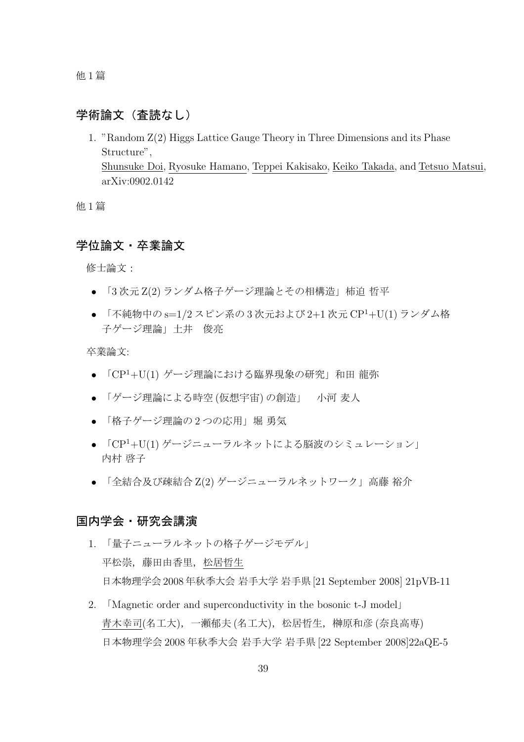他 1 篇

## 学術論文（査読なし）

1. "Random Z(2) Higgs Lattice Gauge Theory in Three Dimensions and its Phase Structure",
   Shunsuke Doi, Ryosuke Hamano, Teppei Kakisako, Keiko Takada, and Tetsuo Matsui,
   arXiv:0902.0142

他 1 篇

## 学位論文・卒業論文

修士論文：

- 「3 次元 Z(2) ランダム格子ゲージ理論とその相構造」柿迫 哲平
- 「不純物中の s=1/2 スピン系の 3 次元および 2+1 次元 $CP^1$+U(1) ランダム格子ゲージ理論」土井　俊亮

卒業論文:

- 「$CP^1$+U(1) ゲージ理論における臨界現象の研究」和田 龍弥
- 「ゲージ理論による時空 (仮想宇宙) の創造」　小河 麦人
- 「格子ゲージ理論の 2 つの応用」堀 勇気
- 「$CP^1$+U(1) ゲージニューラルネットによる脳波のシミュレーション」内村 啓子
- 「全結合及び疎結合 Z(2) ゲージニューラルネットワーク」高藤 裕介

## 国内学会・研究会講演

1. 「量子ニューラルネットの格子ゲージモデル」
   平松崇，藤田由香里，松居哲生
   日本物理学会 2008 年秋季大会 岩手大学 岩手県 [21 September 2008] 21pVB-11
2. 「Magnetic order and superconductivity in the bosonic t-J model」
   青木幸司(名工大)，一瀬郁夫 (名工大)，松居哲生，榊原和彦 (奈良高専)
   日本物理学会 2008 年秋季大会 岩手大学 岩手県 [22 September 2008]22aQE-5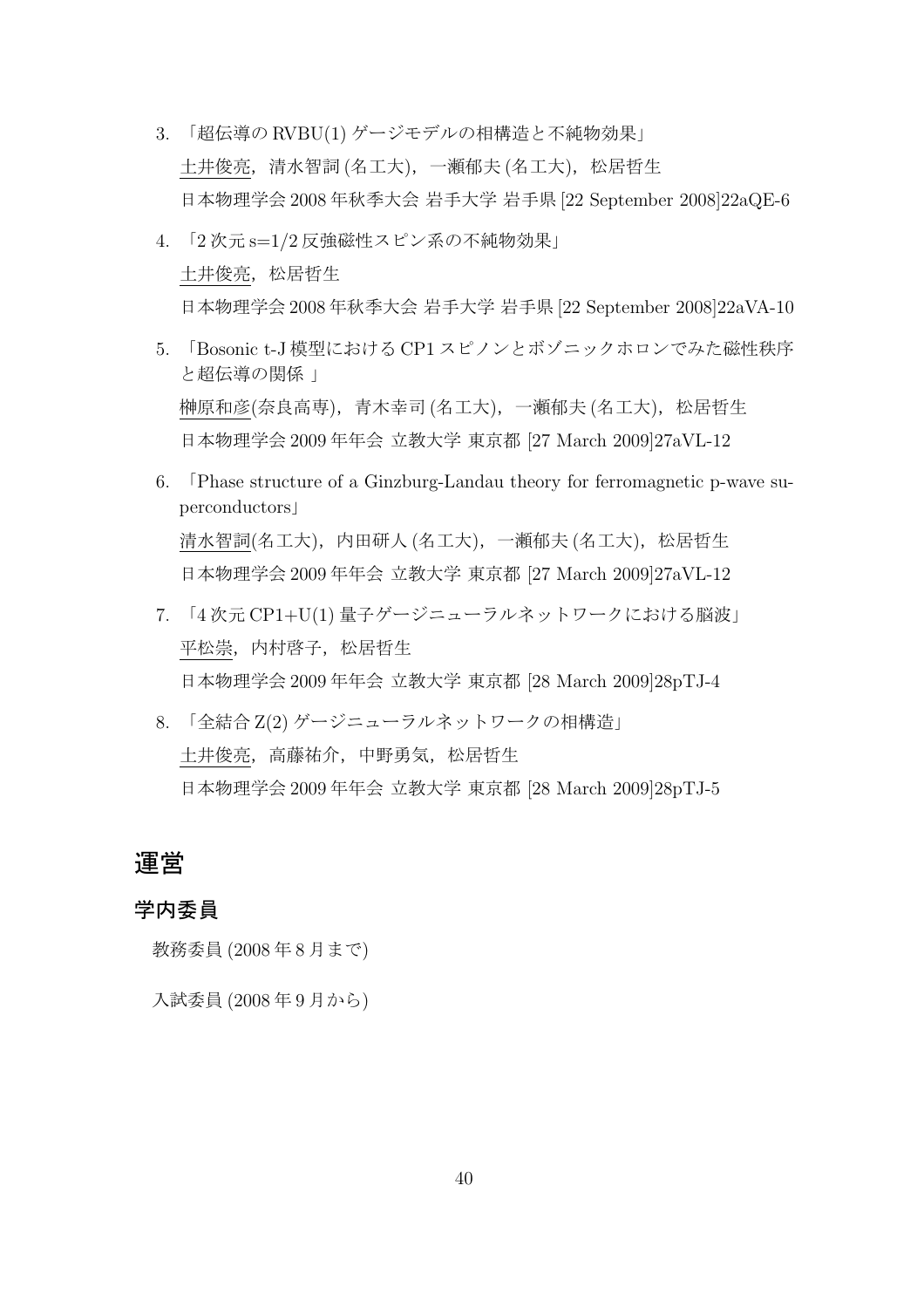3. 「超伝導の RVBU(1) ゲージモデルの相構造と不純物効果」

   土井俊亮，清水智詞 (名工大)，一瀬郁夫 (名工大)，松居哲生

   日本物理学会 2008 年秋季大会 岩手大学 岩手県 [22 September 2008]22aQE-6

4. 「2 次元 s=1/2 反強磁性スピン系の不純物効果」

   土井俊亮，松居哲生

   日本物理学会 2008 年秋季大会 岩手大学 岩手県 [22 September 2008]22aVA-10

5. 「Bosonic t-J 模型における CP1 スピノンとボゾニックホロンでみた磁性秩序と超伝導の関係 」

   榊原和彦(奈良高専)，青木幸司 (名工大)，一瀬郁夫 (名工大)，松居哲生

   日本物理学会 2009 年年会 立教大学 東京都 [27 March 2009]27aVL-12

6. 「Phase structure of a Ginzburg-Landau theory for ferromagnetic p-wave superconductors」

   清水智詞(名工大)，内田研人 (名工大)，一瀬郁夫 (名工大)，松居哲生

   日本物理学会 2009 年年会 立教大学 東京都 [27 March 2009]27aVL-12

7. 「4 次元 CP1+U(1) 量子ゲージニューラルネットワークにおける脳波」

   平松崇，内村啓子，松居哲生

   日本物理学会 2009 年年会 立教大学 東京都 [28 March 2009]28pTJ-4

8. 「全結合 Z(2) ゲージニューラルネットワークの相構造」

   土井俊亮，高藤祐介，中野勇気，松居哲生

   日本物理学会 2009 年年会 立教大学 東京都 [28 March 2009]28pTJ-5

# 運営

## 学内委員

教務委員 (2008 年 8 月まで)

入試委員 (2008 年 9 月から)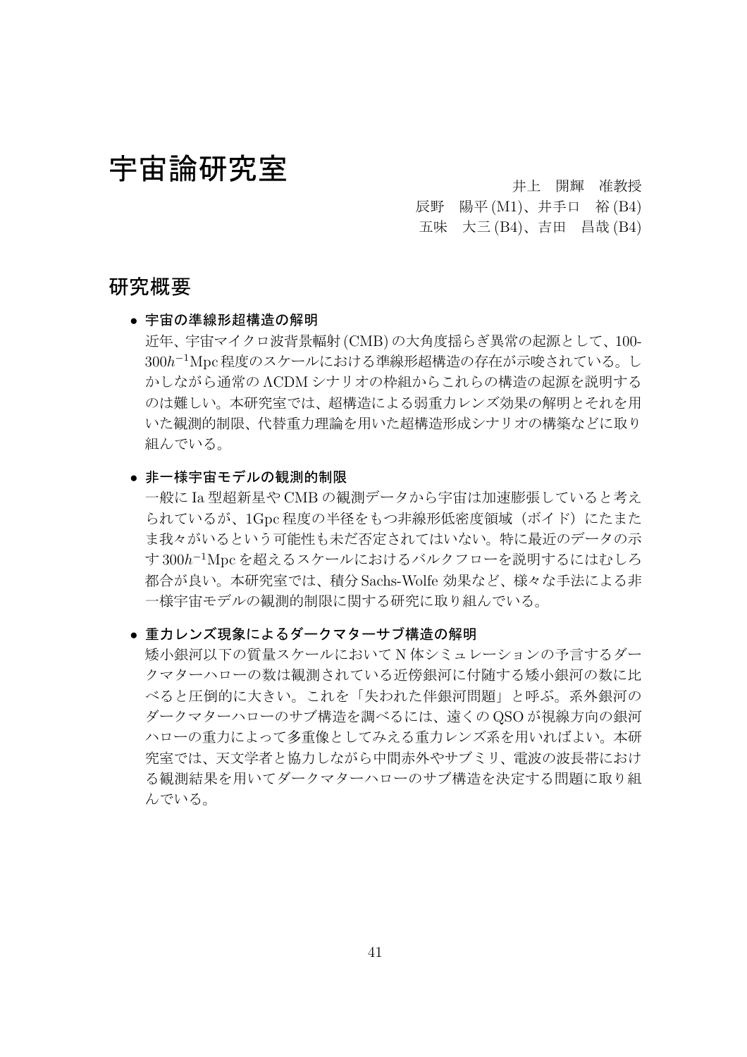# 宇宙論研究室

井上　開輝　准教授
辰野　陽平 (M1)、井手口　裕 (B4)
五味　大三 (B4)、吉田　昌哉 (B4)

## 研究概要

- **宇宙の準線形超構造の解明**
  近年、宇宙マイクロ波背景輻射 (CMB) の大角度揺らぎ異常の起源として、100-$300h^{-1}$Mpc 程度のスケールにおける準線形超構造の存在が示唆されている。しかしながら通常の ΛCDM シナリオの枠組からこれらの構造の起源を説明するのは難しい。本研究室では、超構造による弱重力レンズ効果の解明とそれを用いた観測的制限、代替重力理論を用いた超構造形成シナリオの構築などに取り組んでいる。

- **非一様宇宙モデルの観測的制限**
  一般に Ia 型超新星や CMB の観測データから宇宙は加速膨張していると考えられているが、1Gpc 程度の半径をもつ非線形低密度領域（ボイド）にたまたま我々がいるという可能性も未だ否定されてはいない。特に最近のデータの示す $300h^{-1}$Mpc を超えるスケールにおけるバルクフローを説明するにはむしろ都合が良い。本研究室では、積分 Sachs-Wolfe 効果など、様々な手法による非一様宇宙モデルの観測的制限に関する研究に取り組んでいる。

- **重力レンズ現象によるダークマターサブ構造の解明**
  矮小銀河以下の質量スケールにおいて N 体シミュレーションの予言するダークマターハローの数は観測されている近傍銀河に付随する矮小銀河の数に比べると圧倒的に大きい。これを「失われた伴銀河問題」と呼ぶ。系外銀河のダークマターハローのサブ構造を調べるには、遠くの QSO が視線方向の銀河ハローの重力によって多重像としてみえる重力レンズ系を用いればよい。本研究室では、天文学者と協力しながら中間赤外やサブミリ、電波の波長帯における観測結果を用いてダークマターハローのサブ構造を決定する問題に取り組んでいる。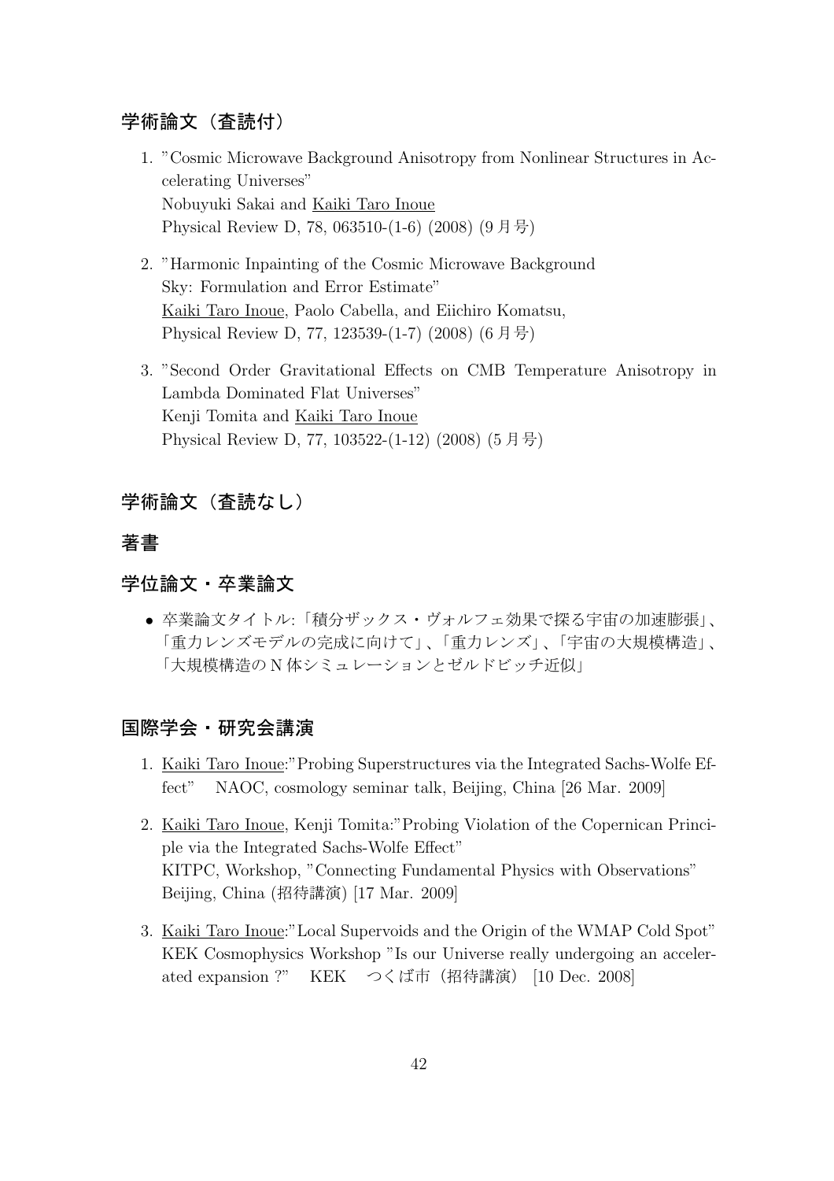## 学術論文（査読付）

1. "Cosmic Microwave Background Anisotropy from Nonlinear Structures in Accelerating Universes"
   Nobuyuki Sakai and Kaiki Taro Inoue
   Physical Review D, 78, 063510-(1-6) (2008) (9 月号)

2. "Harmonic Inpainting of the Cosmic Microwave Background Sky: Formulation and Error Estimate"
   Kaiki Taro Inoue, Paolo Cabella, and Eiichiro Komatsu,
   Physical Review D, 77, 123539-(1-7) (2008) (6 月号)

3. "Second Order Gravitational Effects on CMB Temperature Anisotropy in Lambda Dominated Flat Universes"
   Kenji Tomita and Kaiki Taro Inoue
   Physical Review D, 77, 103522-(1-12) (2008) (5 月号)

## 学術論文（査読なし）

## 著書

## 学位論文・卒業論文

- 卒業論文タイトル:「積分ザックス・ヴォルフェ効果で探る宇宙の加速膨張」、「重力レンズモデルの完成に向けて」、「重力レンズ」、「宇宙の大規模構造」、「大規模構造の N 体シミュレーションとゼルドビッチ近似」

## 国際学会・研究会講演

1. Kaiki Taro Inoue:"Probing Superstructures via the Integrated Sachs-Wolfe Effect"　NAOC, cosmology seminar talk, Beijing, China [26 Mar. 2009]

2. Kaiki Taro Inoue, Kenji Tomita:"Probing Violation of the Copernican Principle via the Integrated Sachs-Wolfe Effect"
   KITPC, Workshop, "Connecting Fundamental Physics with Observations"
   Beijing, China (招待講演) [17 Mar. 2009]

3. Kaiki Taro Inoue:"Local Supervoids and the Origin of the WMAP Cold Spot"
   KEK Cosmophysics Workshop "Is our Universe really undergoing an accelerated expansion ?"　KEK　つくば市（招待講演） [10 Dec. 2008]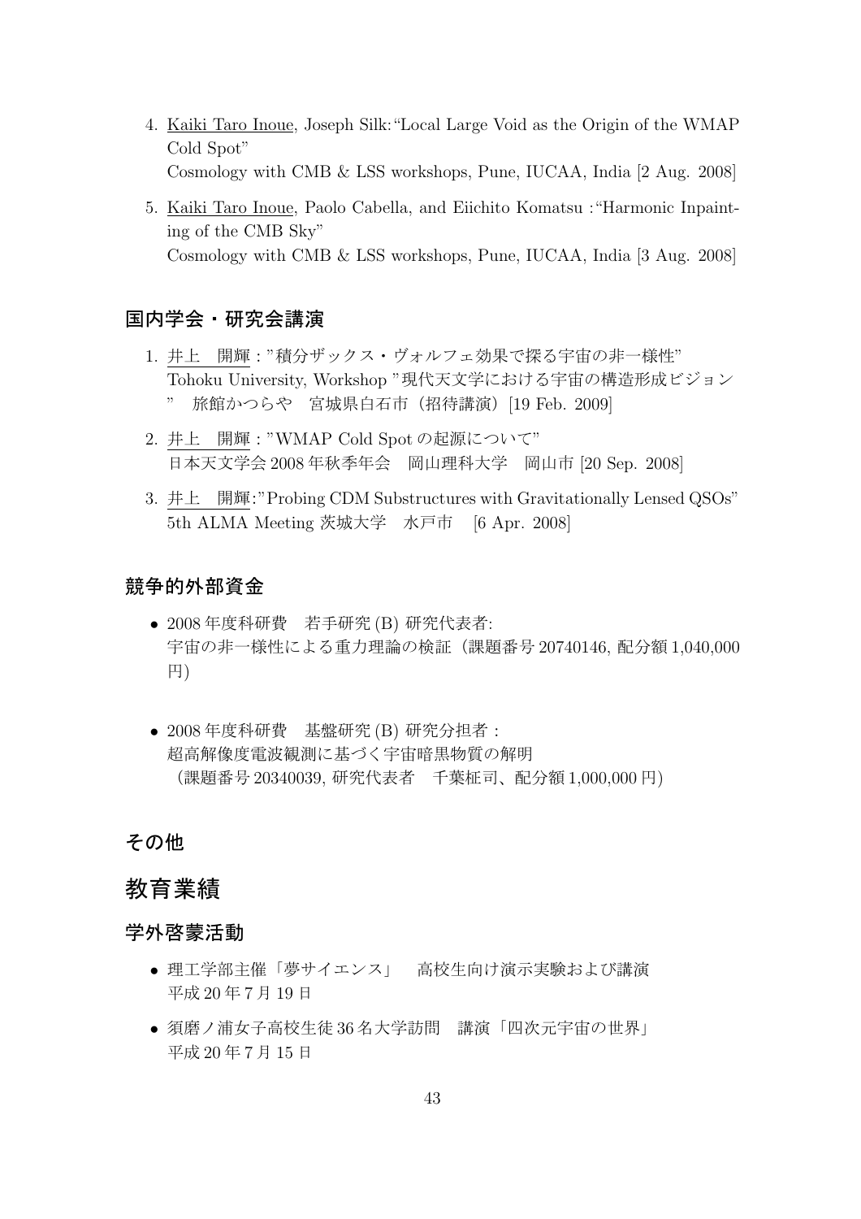4. Kaiki Taro Inoue, Joseph Silk:“Local Large Void as the Origin of the WMAP Cold Spot”
   Cosmology with CMB & LSS workshops, Pune, IUCAA, India [2 Aug. 2008]

5. Kaiki Taro Inoue, Paolo Cabella, and Eiichito Komatsu :“Harmonic Inpainting of the CMB Sky”
   Cosmology with CMB & LSS workshops, Pune, IUCAA, India [3 Aug. 2008]

### 国内学会・研究会講演

1. 井上　開輝 : ”積分ザックス・ヴォルフェ効果で探る宇宙の非一様性”
   Tohoku University, Workshop ”現代天文学における宇宙の構造形成ビジョン”　旅館かつらや　宮城県白石市（招待講演）[19 Feb. 2009]

2. 井上　開輝 : ”WMAP Cold Spot の起源について”
   日本天文学会 2008 年秋季年会　岡山理科大学　岡山市 [20 Sep. 2008]

3. 井上　開輝:”Probing CDM Substructures with Gravitationally Lensed QSOs”
   5th ALMA Meeting 茨城大学　水戸市　[6 Apr. 2008]

### 競争的外部資金

- 2008 年度科研費　若手研究 (B) 研究代表者:
  宇宙の非一様性による重力理論の検証（課題番号 20740146, 配分額 1,040,000 円)

- 2008 年度科研費　基盤研究 (B) 研究分担者 :
  超高解像度電波観測に基づく宇宙暗黒物質の解明
  （課題番号 20340039, 研究代表者　千葉柾司、配分額 1,000,000 円)

### その他

## 教育業績

### 学外啓蒙活動

- 理工学部主催「夢サイエンス」　高校生向け演示実験および講演
  平成 20 年 7 月 19 日

- 須磨ノ浦女子高校生徒 36 名大学訪問　講演「四次元宇宙の世界」
  平成 20 年 7 月 15 日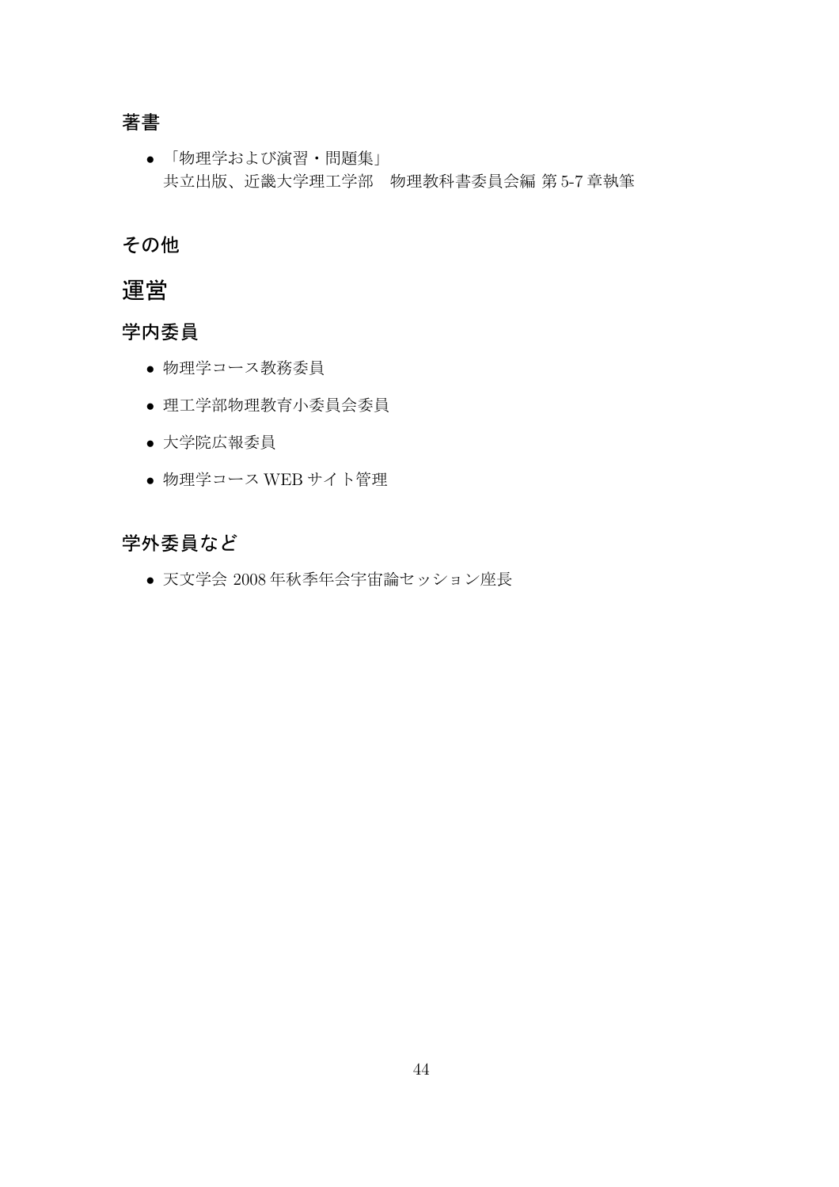### 著書

- 「物理学および演習・問題集」
  共立出版、近畿大学理工学部　物理教科書委員会編 第 5-7 章執筆

### その他

## 運営

### 学内委員

- 物理学コース教務委員
- 理工学部物理教育小委員会委員
- 大学院広報委員
- 物理学コース WEB サイト管理

### 学外委員など

- 天文学会 2008 年秋季年会宇宙論セッション座長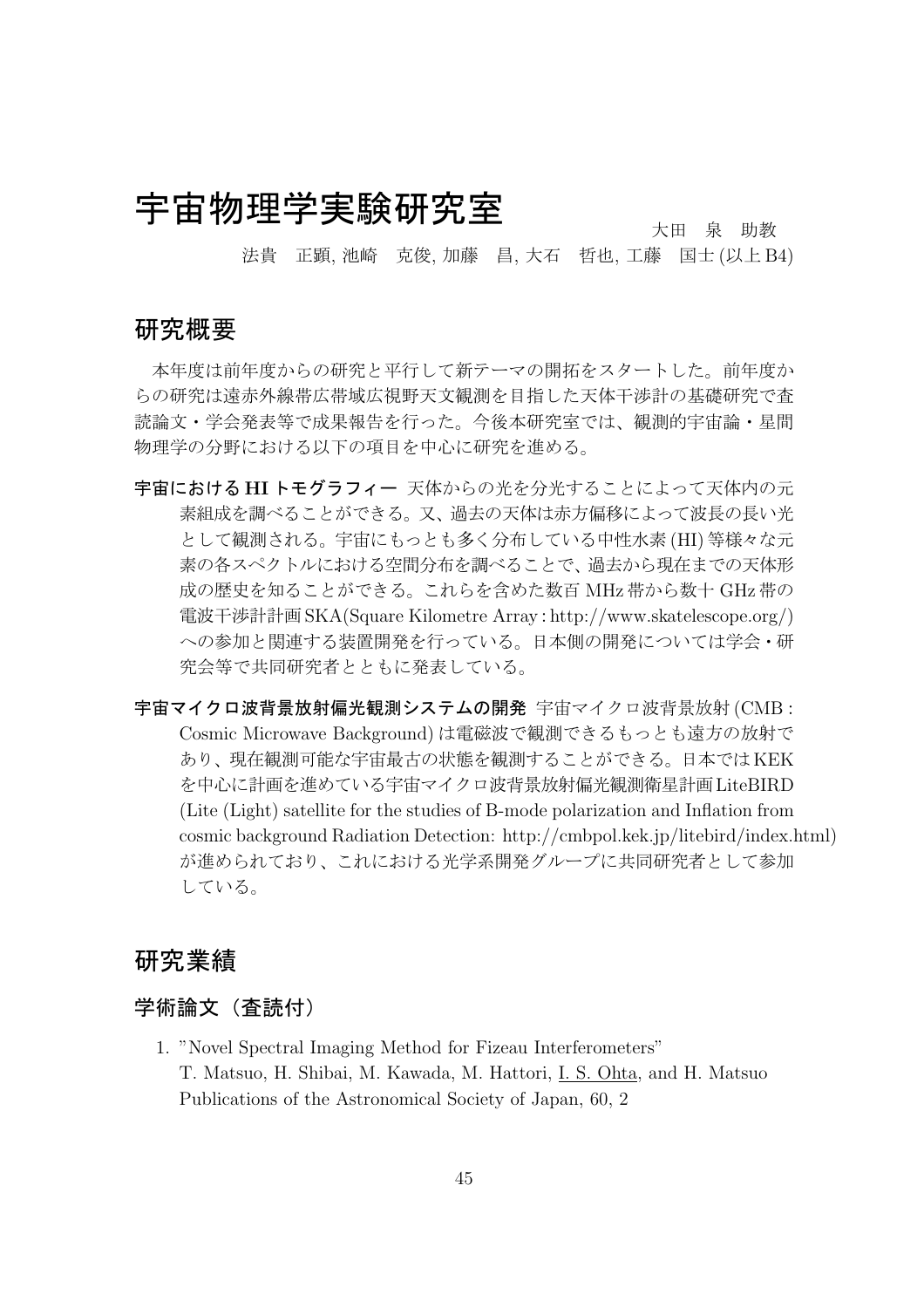# 宇宙物理学実験研究室

大田　泉　助教

法貴　正顕, 池崎　克俊, 加藤　昌, 大石　哲也, 工藤　国士 (以上 B4)

## 研究概要

本年度は前年度からの研究と平行して新テーマの開拓をスタートした。前年度からの研究は遠赤外線帯広帯域広視野天文観測を目指した天体干渉計の基礎研究で査読論文・学会発表等で成果報告を行った。今後本研究室では、観測的宇宙論・星間物理学の分野における以下の項目を中心に研究を進める。

**宇宙における HI トモグラフィー** 天体からの光を分光することによって天体内の元素組成を調べることができる。又、過去の天体は赤方偏移によって波長の長い光として観測される。宇宙にもっとも多く分布している中性水素 (HI) 等様々な元素の各スペクトルにおける空間分布を調べることで、過去から現在までの天体形成の歴史を知ることができる。これらを含めた数百 MHz 帯から数十 GHz 帯の電波干渉計計画 SKA(Square Kilometre Array : http://www.skatelescope.org/) への参加と関連する装置開発を行っている。日本側の開発については学会・研究会等で共同研究者とともに発表している。

**宇宙マイクロ波背景放射偏光観測システムの開発** 宇宙マイクロ波背景放射 (CMB : Cosmic Microwave Background) は電磁波で観測できるもっとも遠方の放射であり、現在観測可能な宇宙最古の状態を観測することができる。日本では KEK を中心に計画を進めている宇宙マイクロ波背景放射偏光観測衛星計画 LiteBIRD (Lite (Light) satellite for the studies of B-mode polarization and Inflation from cosmic background Radiation Detection: http://cmbpol.kek.jp/litebird/index.html) が進められており、これにおける光学系開発グループに共同研究者として参加している。

## 研究業績

### 学術論文（査読付）

1. "Novel Spectral Imaging Method for Fizeau Interferometers"
   T. Matsuo, H. Shibai, M. Kawada, M. Hattori, I. S. Ohta, and H. Matsuo
   Publications of the Astronomical Society of Japan, 60, 2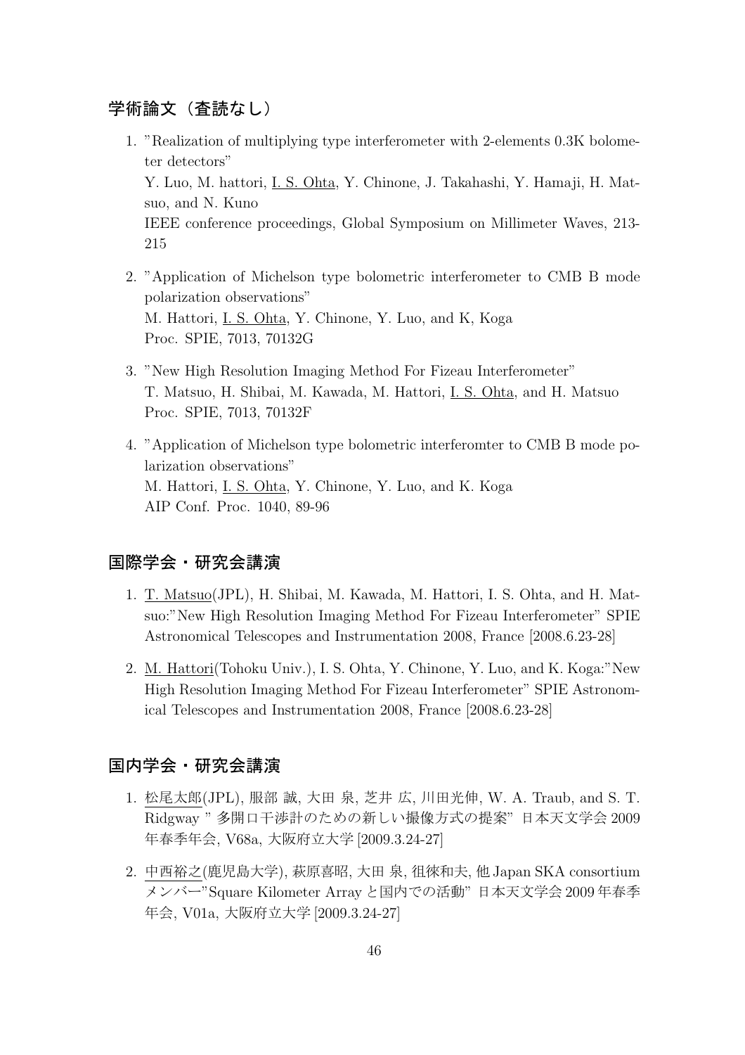## 学術論文（査読なし）

1. "Realization of multiplying type interferometer with 2-elements 0.3K bolometer detectors"
   Y. Luo, M. hattori, <u>I. S. Ohta</u>, Y. Chinone, J. Takahashi, Y. Hamaji, H. Matsuo, and N. Kuno
   IEEE conference proceedings, Global Symposium on Millimeter Waves, 213-215

2. "Application of Michelson type bolometric interferometer to CMB B mode polarization observations"
   M. Hattori, <u>I. S. Ohta</u>, Y. Chinone, Y. Luo, and K, Koga
   Proc. SPIE, 7013, 70132G

3. "New High Resolution Imaging Method For Fizeau Interferometer"
   T. Matsuo, H. Shibai, M. Kawada, M. Hattori, <u>I. S. Ohta</u>, and H. Matsuo
   Proc. SPIE, 7013, 70132F

4. "Application of Michelson type bolometric interferomter to CMB B mode polarization observations"
   M. Hattori, <u>I. S. Ohta</u>, Y. Chinone, Y. Luo, and K. Koga
   AIP Conf. Proc. 1040, 89-96

## 国際学会・研究会講演

1. <u>T. Matsuo</u>(JPL), H. Shibai, M. Kawada, M. Hattori, I. S. Ohta, and H. Matsuo:"New High Resolution Imaging Method For Fizeau Interferometer" SPIE Astronomical Telescopes and Instrumentation 2008, France [2008.6.23-28]

2. <u>M. Hattori</u>(Tohoku Univ.), I. S. Ohta, Y. Chinone, Y. Luo, and K. Koga:"New High Resolution Imaging Method For Fizeau Interferometer" SPIE Astronomical Telescopes and Instrumentation 2008, France [2008.6.23-28]

## 国内学会・研究会講演

1. <u>松尾太郎</u>(JPL), 服部 誠, 大田 泉, 芝井 広, 川田光伸, W. A. Traub, and S. T. Ridgway " 多開口干渉計のための新しい撮像方式の提案" 日本天文学会 2009 年春季年会, V68a, 大阪府立大学 [2009.3.24-27]

2. <u>中西裕之</u>(鹿児島大学), 萩原喜昭, 大田 泉, 徂徠和夫, 他 Japan SKA consortium メンバー"Square Kilometer Array と国内での活動" 日本天文学会 2009 年春季年会, V01a, 大阪府立大学 [2009.3.24-27]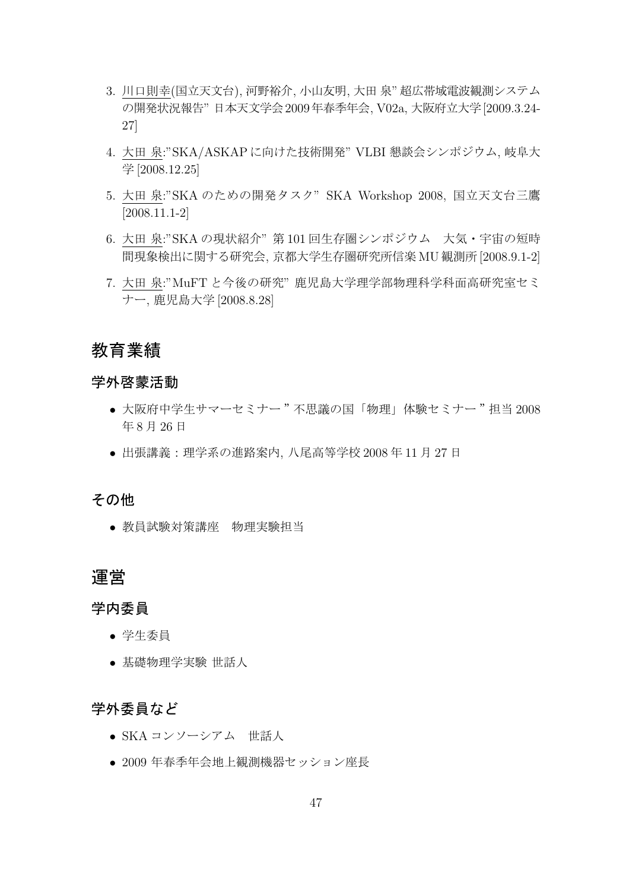3. 川口則幸(国立天文台), 河野裕介, 小山友明, 大田 泉" 超広帯域電波観測システムの開発状況報告" 日本天文学会 2009 年春季年会, V02a, 大阪府立大学 [2009.3.24-27]

4. 大田 泉:"SKA/ASKAP に向けた技術開発" VLBI 懇談会シンポジウム, 岐阜大学 [2008.12.25]

5. 大田 泉:"SKA のための開発タスク" SKA Workshop 2008, 国立天文台三鷹 [2008.11.1-2]

6. 大田 泉:"SKA の現状紹介" 第 101 回生存圏シンポジウム　大気・宇宙の短時間現象検出に関する研究会, 京都大学生存圏研究所信楽 MU 観測所 [2008.9.1-2]

7. 大田 泉:"MuFT と今後の研究" 鹿児島大学理学部物理科学科面高研究室セミナー, 鹿児島大学 [2008.8.28]

# 教育業績

## 学外啓蒙活動

- 大阪府中学生サマーセミナー " 不思議の国「物理」体験セミナー " 担当 2008 年 8 月 26 日
- 出張講義：理学系の進路案内, 八尾高等学校 2008 年 11 月 27 日

## その他

- 教員試験対策講座　物理実験担当

# 運営

## 学内委員

- 学生委員
- 基礎物理学実験 世話人

## 学外委員など

- SKA コンソーシアム　世話人
- 2009 年春季年会地上観測機器セッション座長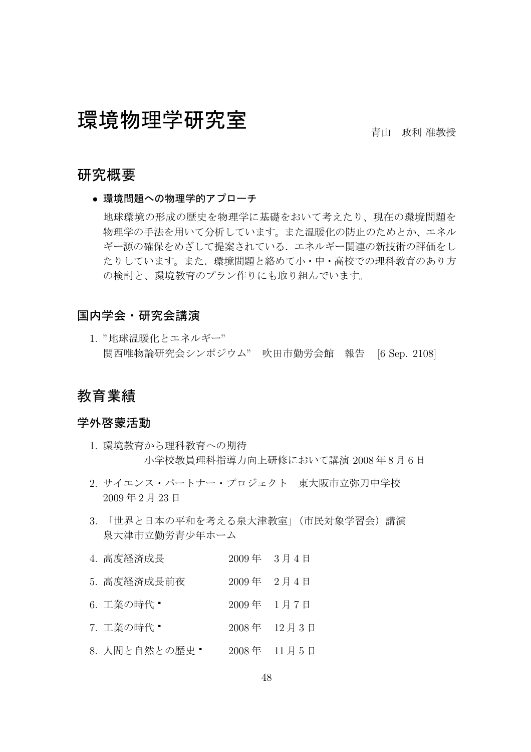# 環境物理学研究室

青山　政利 准教授

## 研究概要

- **環境問題への物理学的アプローチ**

  地球環境の形成の歴史を物理学に基礎をおいて考えたり、現在の環境問題を物理学の手法を用いて分析しています。また温暖化の防止のためとか、エネルギー源の確保をめざして提案されている．エネルギー関連の新技術の評価をしたりしています。また．環境問題と絡めて小・中・高校での理科教育のあり方の検討と、環境教育のプラン作りにも取り組んでいます。

### 国内学会・研究会講演

1. ”地球温暖化とエネルギー”
   関西唯物論研究会シンポジウム”　吹田市勤労会館　報告　[6 Sep. 2108]

## 教育業績

### 学外啓蒙活動

1. 環境教育から理科教育への期待
   小学校教員理科指導力向上研修において講演 2008 年 8 月 6 日
2. サイエンス・パートナー・プロジェクト　東大阪市立弥刀中学校
   2009 年 2 月 23 日
3. 「世界と日本の平和を考える泉大津教室」(市民対象学習会) 講演
   泉大津市立勤労青少年ホーム
4. 高度経済成長　2009 年　3 月 4 日
5. 高度経済成長前夜　2009 年　2 月 4 日
6. 工業の時代・　2009 年　1 月 7 日
7. 工業の時代・　2008 年　12 月 3 日
8. 人間と自然との歴史・　2008 年　11 月 5 日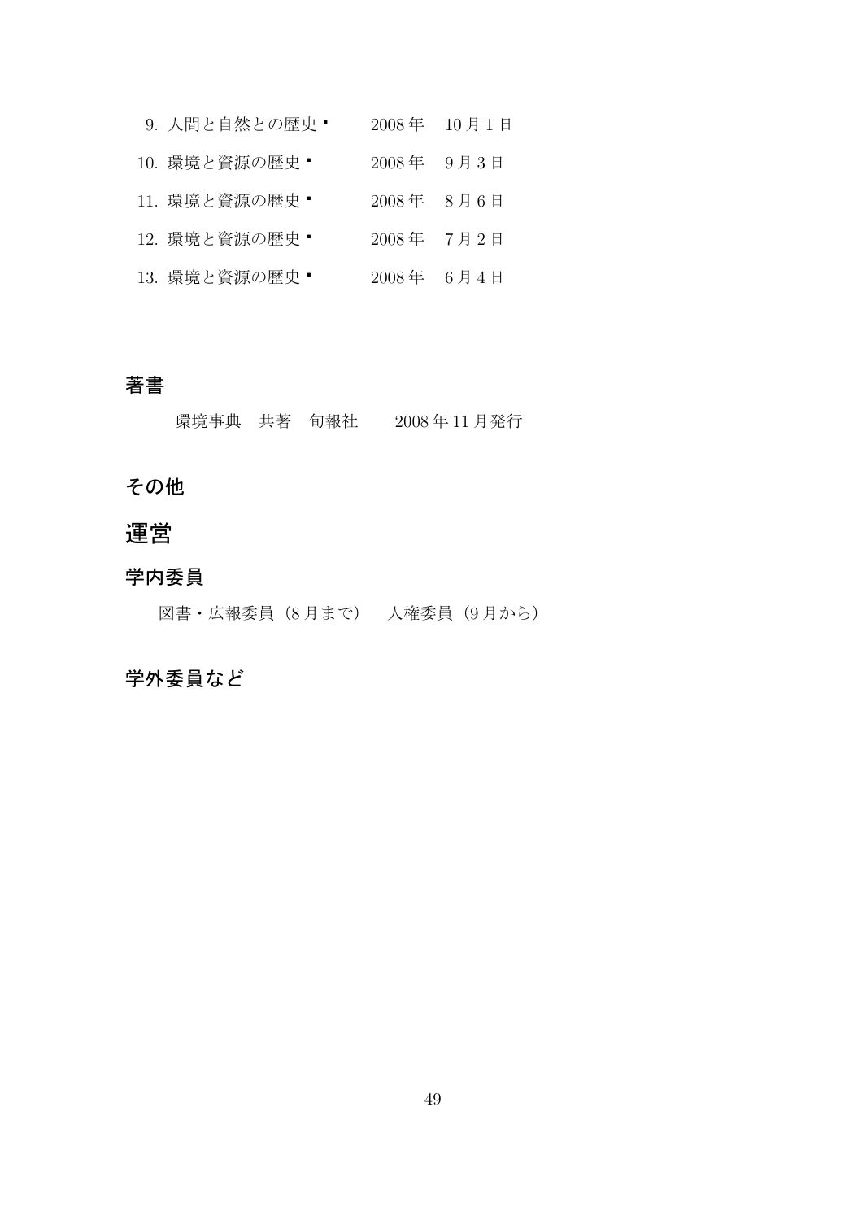9. 人間と自然との歴史・　2008 年　10 月 1 日
10. 環境と資源の歴史・　2008 年　9 月 3 日
11. 環境と資源の歴史・　2008 年　8 月 6 日
12. 環境と資源の歴史・　2008 年　7 月 2 日
13. 環境と資源の歴史・　2008 年　6 月 4 日

### 著書

環境事典　共著　旬報社　　2008 年 11 月発行

### その他

## 運営

### 学内委員

図書・広報委員（8 月まで）　人権委員（9 月から）

### 学外委員など